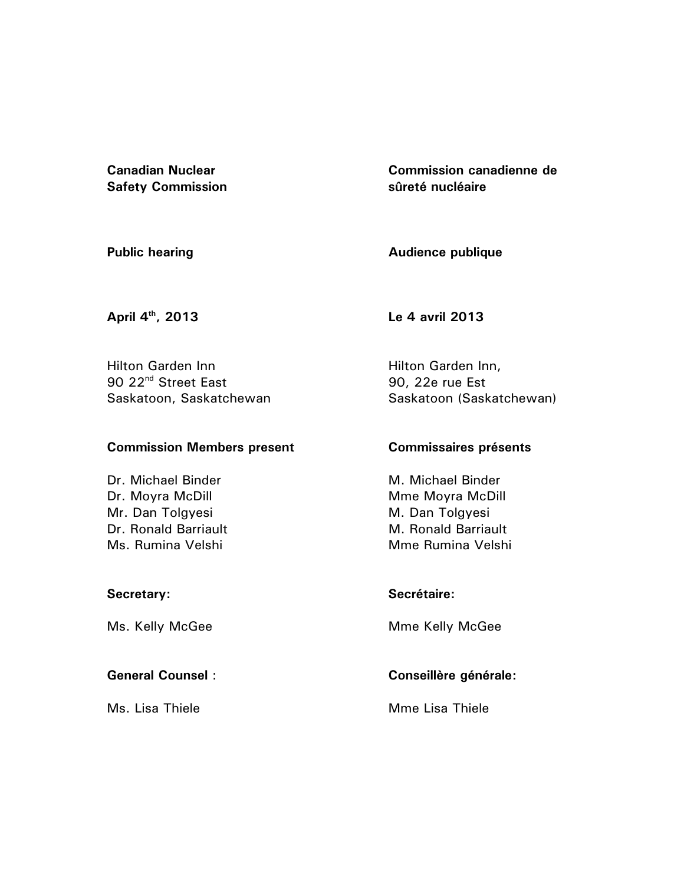**Canadian Nuclear Safety Commission**

**Commission canadienne de sûreté nucléaire**

**Public hearing**

**Audience publique**

**April 4th, 2013**

**Le 4 avril 2013**

Hilton Garden Inn
90 22nd Street East
Saskatoon, Saskatchewan

Hilton Garden Inn,
90, 22e rue Est
Saskatoon (Saskatchewan)

**Commission Members present**

Dr. Michael Binder
Dr. Moyra McDill
Mr. Dan Tolgyesi
Dr. Ronald Barriault
Ms. Rumina Velshi

**Commissaires présents**

M. Michael Binder
Mme Moyra McDill
M. Dan Tolgyesi
M. Ronald Barriault
Mme Rumina Velshi

**Secretary:**

Ms. Kelly McGee

**Secrétaire:**

Mme Kelly McGee

**General Counsel** :

Ms. Lisa Thiele

**Conseillère générale:**

Mme Lisa Thiele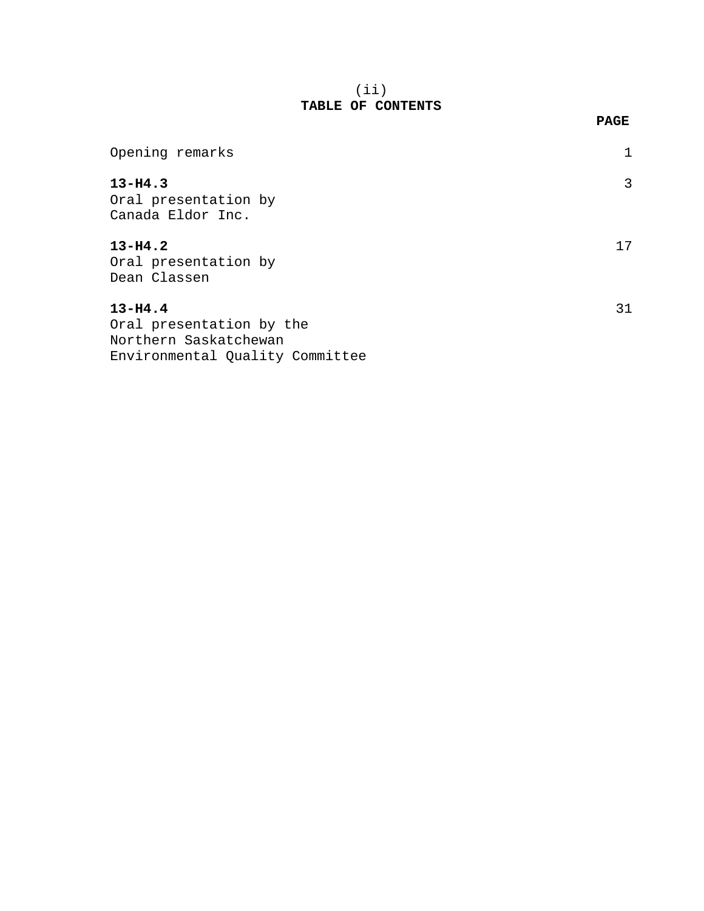(ii)

# TABLE OF CONTENTS

| | PAGE |
|---|---|
| Opening remarks | 1 |
| **13-H4.3**<br>Oral presentation by<br>Canada Eldor Inc. | 3 |
| **13-H4.2**<br>Oral presentation by<br>Dean Classen | 17 |
| **13-H4.4**<br>Oral presentation by the<br>Northern Saskatchewan<br>Environmental Quality Committee | 31 |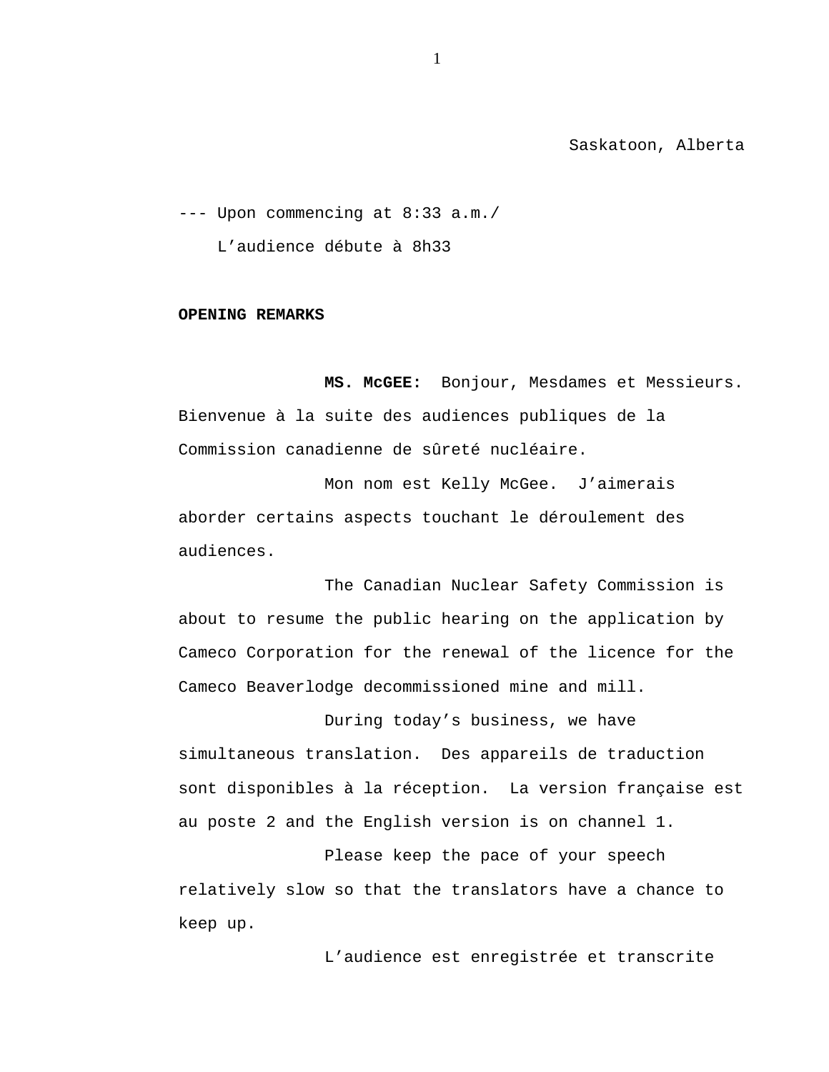Saskatoon, Alberta

--- Upon commencing at 8:33 a.m./
L'audience débute à 8h33

**OPENING REMARKS**

**MS. McGEE:** Bonjour, Mesdames et Messieurs. Bienvenue à la suite des audiences publiques de la Commission canadienne de sûreté nucléaire.

Mon nom est Kelly McGee. J'aimerais aborder certains aspects touchant le déroulement des audiences.

The Canadian Nuclear Safety Commission is about to resume the public hearing on the application by Cameco Corporation for the renewal of the licence for the Cameco Beaverlodge decommissioned mine and mill.

During today's business, we have simultaneous translation. Des appareils de traduction sont disponibles à la réception. La version française est au poste 2 and the English version is on channel 1.

Please keep the pace of your speech relatively slow so that the translators have a chance to keep up.

L'audience est enregistrée et transcrite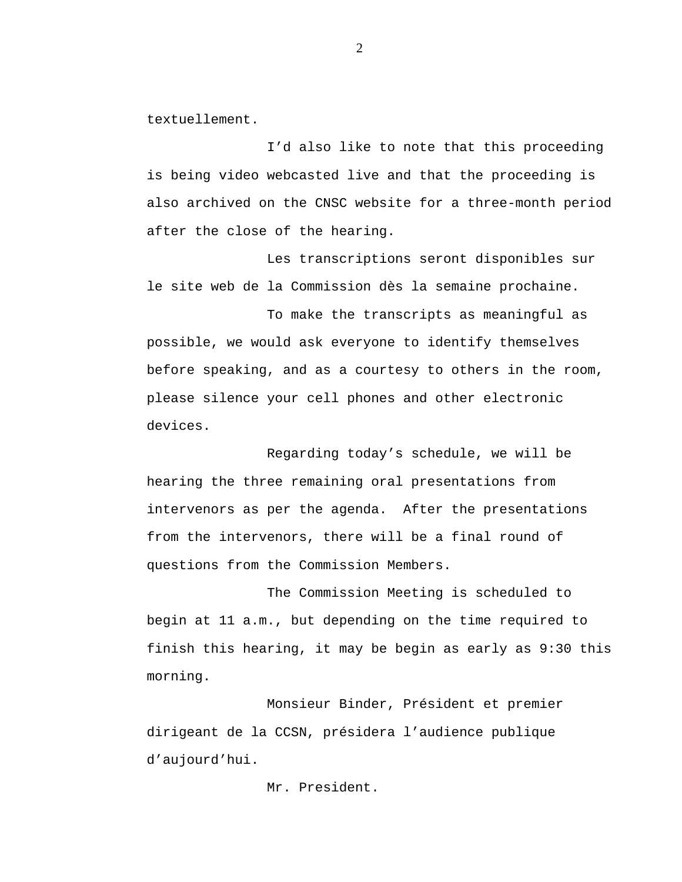textuellement.

I'd also like to note that this proceeding is being video webcasted live and that the proceeding is also archived on the CNSC website for a three-month period after the close of the hearing.

Les transcriptions seront disponibles sur le site web de la Commission dès la semaine prochaine.

To make the transcripts as meaningful as possible, we would ask everyone to identify themselves before speaking, and as a courtesy to others in the room, please silence your cell phones and other electronic devices.

Regarding today's schedule, we will be hearing the three remaining oral presentations from intervenors as per the agenda. After the presentations from the intervenors, there will be a final round of questions from the Commission Members.

The Commission Meeting is scheduled to begin at 11 a.m., but depending on the time required to finish this hearing, it may be begin as early as 9:30 this morning.

Monsieur Binder, Président et premier dirigeant de la CCSN, présidera l'audience publique d'aujourd'hui.

Mr. President.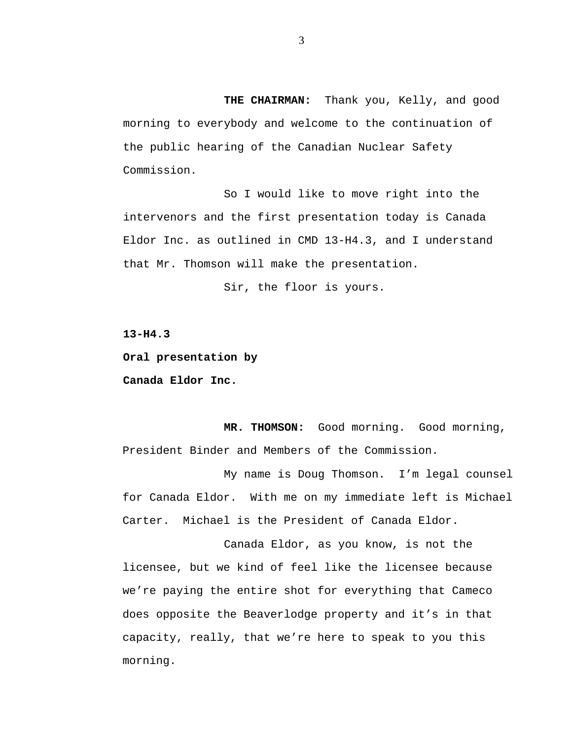**THE CHAIRMAN:** Thank you, Kelly, and good morning to everybody and welcome to the continuation of the public hearing of the Canadian Nuclear Safety Commission.

So I would like to move right into the intervenors and the first presentation today is Canada Eldor Inc. as outlined in CMD 13-H4.3, and I understand that Mr. Thomson will make the presentation.

Sir, the floor is yours.

**13-H4.3**

**Oral presentation by**

**Canada Eldor Inc.**

**MR. THOMSON:** Good morning. Good morning, President Binder and Members of the Commission.

My name is Doug Thomson. I'm legal counsel for Canada Eldor. With me on my immediate left is Michael Carter. Michael is the President of Canada Eldor.

Canada Eldor, as you know, is not the licensee, but we kind of feel like the licensee because we're paying the entire shot for everything that Cameco does opposite the Beaverlodge property and it's in that capacity, really, that we're here to speak to you this morning.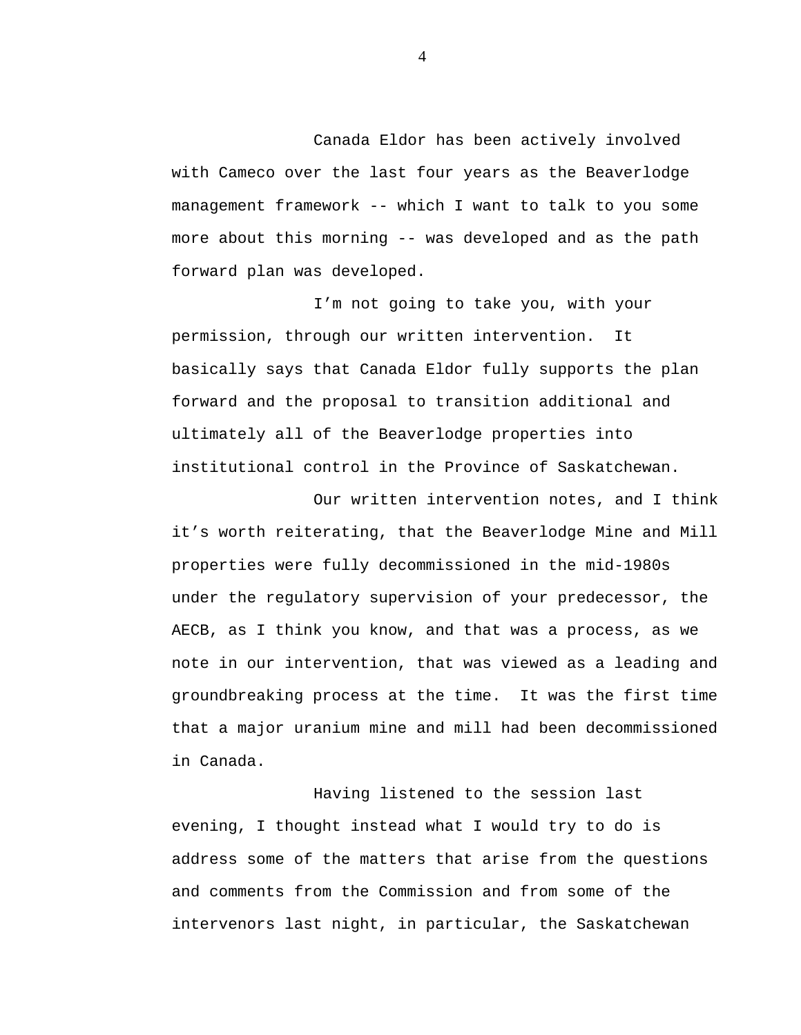Canada Eldor has been actively involved with Cameco over the last four years as the Beaverlodge management framework -- which I want to talk to you some more about this morning -- was developed and as the path forward plan was developed.

I’m not going to take you, with your permission, through our written intervention.  It basically says that Canada Eldor fully supports the plan forward and the proposal to transition additional and ultimately all of the Beaverlodge properties into institutional control in the Province of Saskatchewan.

Our written intervention notes, and I think it’s worth reiterating, that the Beaverlodge Mine and Mill properties were fully decommissioned in the mid-1980s under the regulatory supervision of your predecessor, the AECB, as I think you know, and that was a process, as we note in our intervention, that was viewed as a leading and groundbreaking process at the time.  It was the first time that a major uranium mine and mill had been decommissioned in Canada.

Having listened to the session last evening, I thought instead what I would try to do is address some of the matters that arise from the questions and comments from the Commission and from some of the intervenors last night, in particular, the Saskatchewan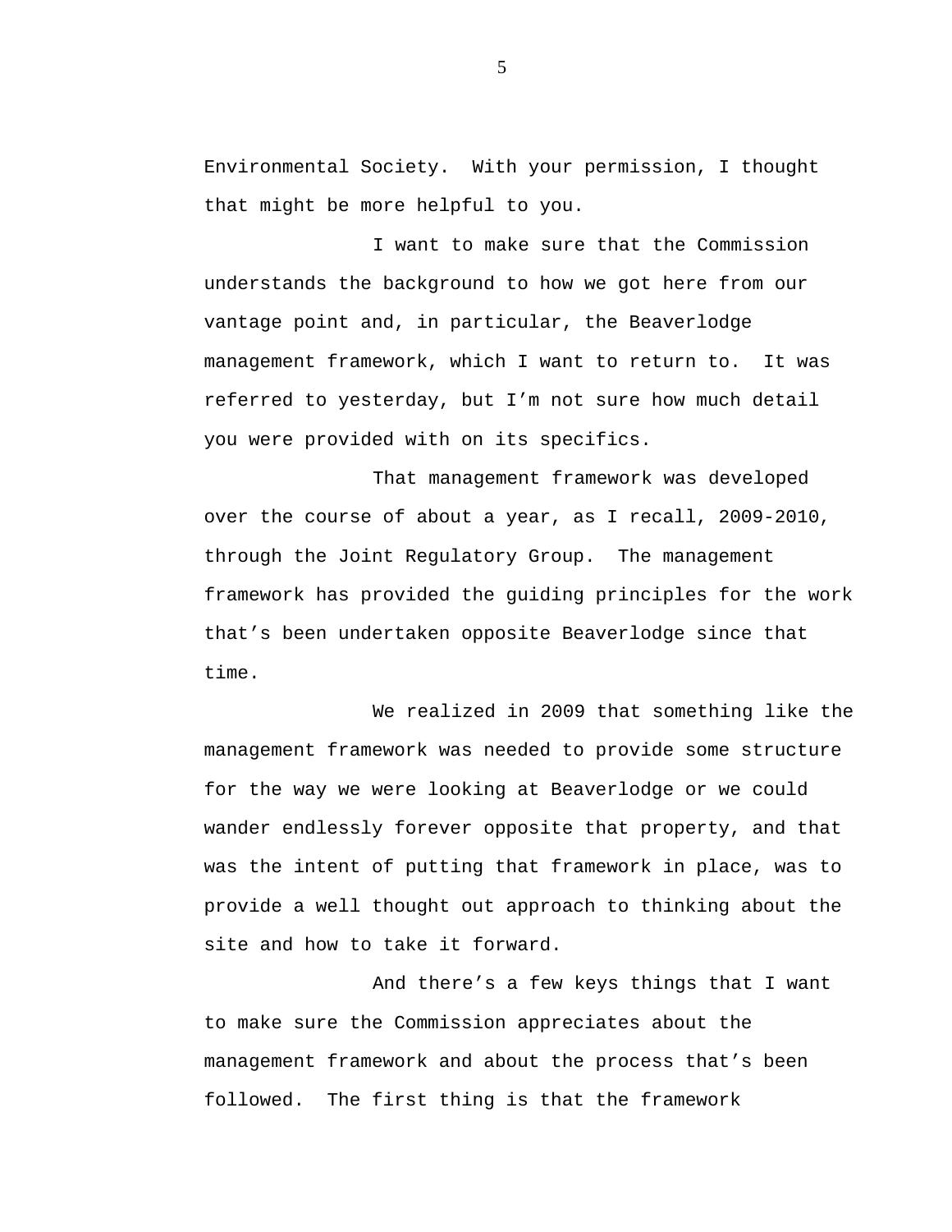Environmental Society. With your permission, I thought that might be more helpful to you.

I want to make sure that the Commission understands the background to how we got here from our vantage point and, in particular, the Beaverlodge management framework, which I want to return to. It was referred to yesterday, but I'm not sure how much detail you were provided with on its specifics.

That management framework was developed over the course of about a year, as I recall, 2009-2010, through the Joint Regulatory Group. The management framework has provided the guiding principles for the work that's been undertaken opposite Beaverlodge since that time.

We realized in 2009 that something like the management framework was needed to provide some structure for the way we were looking at Beaverlodge or we could wander endlessly forever opposite that property, and that was the intent of putting that framework in place, was to provide a well thought out approach to thinking about the site and how to take it forward.

And there's a few keys things that I want to make sure the Commission appreciates about the management framework and about the process that's been followed. The first thing is that the framework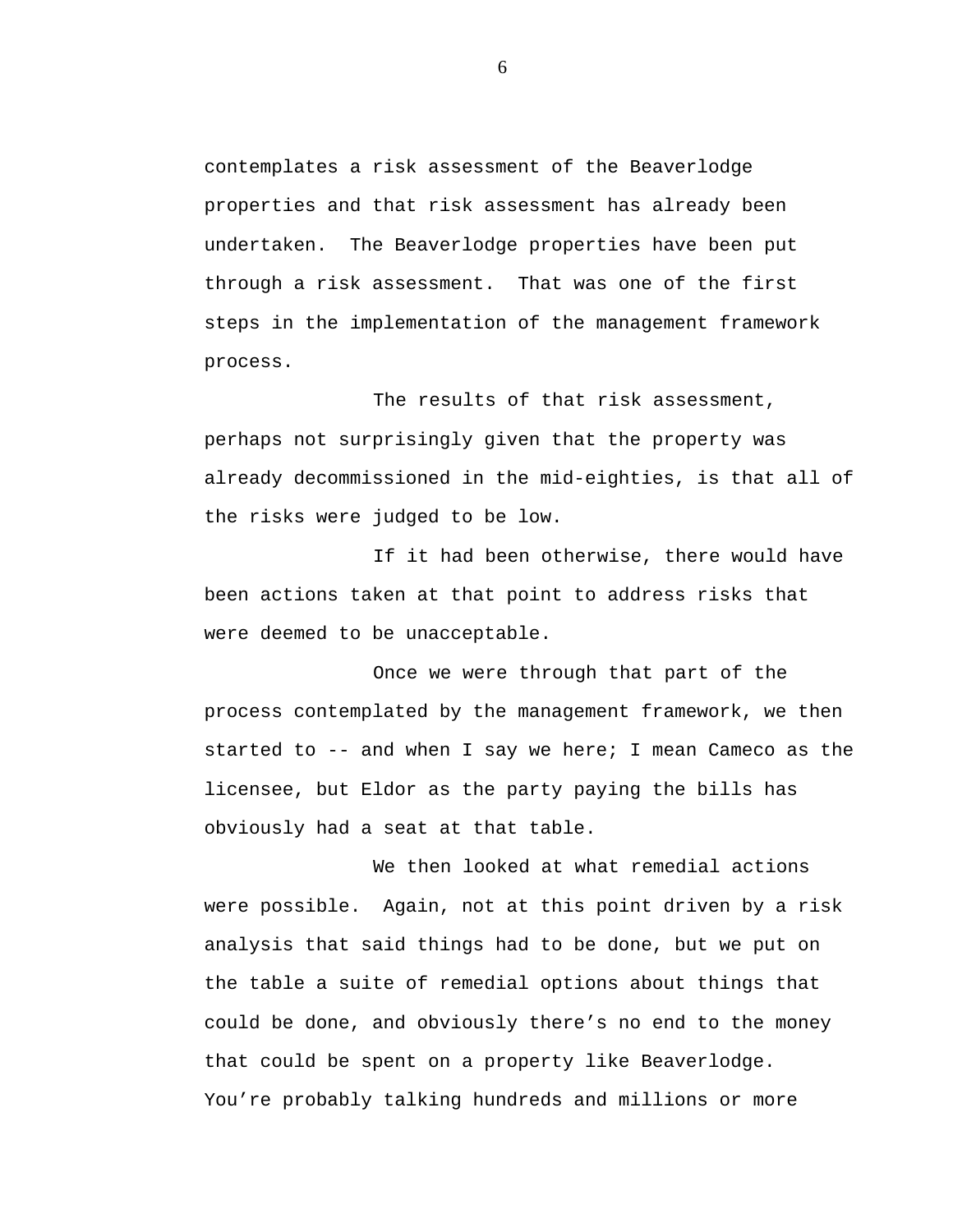contemplates a risk assessment of the Beaverlodge properties and that risk assessment has already been undertaken. The Beaverlodge properties have been put through a risk assessment. That was one of the first steps in the implementation of the management framework process.

The results of that risk assessment, perhaps not surprisingly given that the property was already decommissioned in the mid-eighties, is that all of the risks were judged to be low.

If it had been otherwise, there would have been actions taken at that point to address risks that were deemed to be unacceptable.

Once we were through that part of the process contemplated by the management framework, we then started to -- and when I say we here; I mean Cameco as the licensee, but Eldor as the party paying the bills has obviously had a seat at that table.

We then looked at what remedial actions were possible. Again, not at this point driven by a risk analysis that said things had to be done, but we put on the table a suite of remedial options about things that could be done, and obviously there's no end to the money that could be spent on a property like Beaverlodge. You're probably talking hundreds and millions or more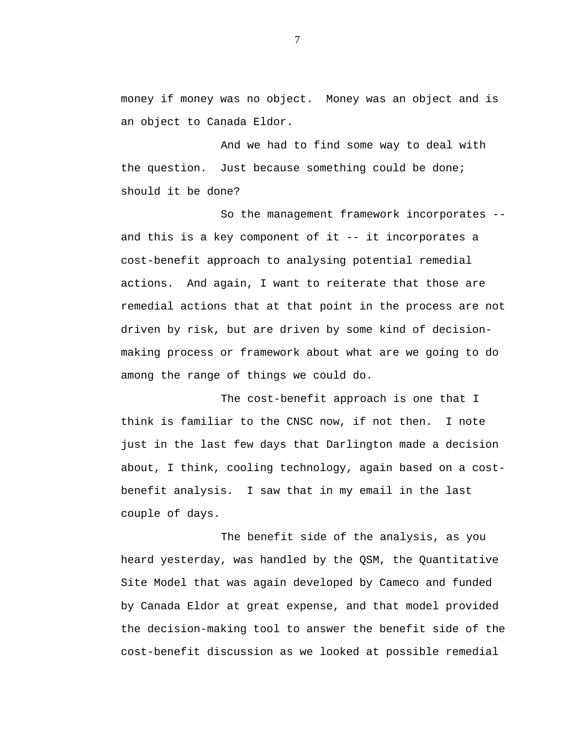money if money was no object. Money was an object and is an object to Canada Eldor.

And we had to find some way to deal with the question. Just because something could be done; should it be done?

So the management framework incorporates -- and this is a key component of it -- it incorporates a cost-benefit approach to analysing potential remedial actions. And again, I want to reiterate that those are remedial actions that at that point in the process are not driven by risk, but are driven by some kind of decision-making process or framework about what are we going to do among the range of things we could do.

The cost-benefit approach is one that I think is familiar to the CNSC now, if not then. I note just in the last few days that Darlington made a decision about, I think, cooling technology, again based on a cost-benefit analysis. I saw that in my email in the last couple of days.

The benefit side of the analysis, as you heard yesterday, was handled by the QSM, the Quantitative Site Model that was again developed by Cameco and funded by Canada Eldor at great expense, and that model provided the decision-making tool to answer the benefit side of the cost-benefit discussion as we looked at possible remedial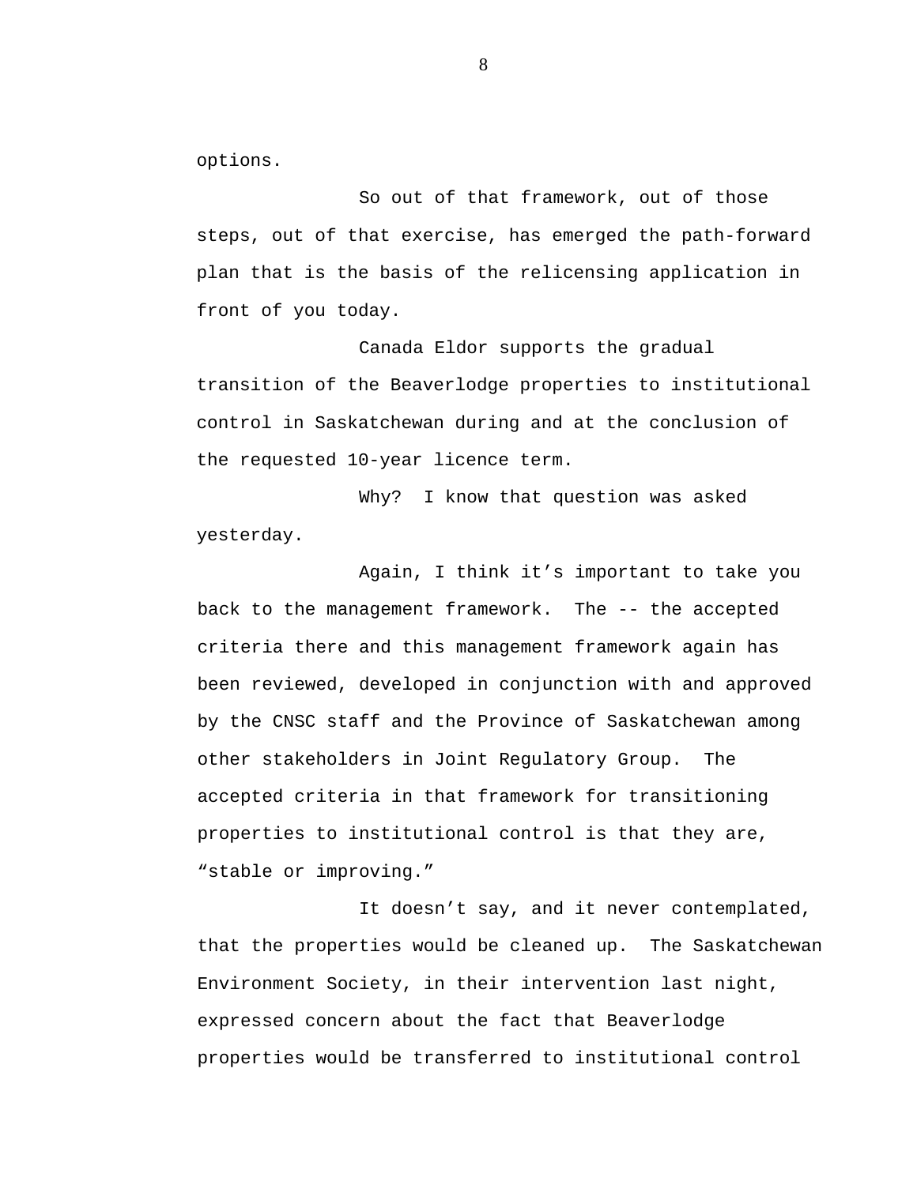options.

So out of that framework, out of those steps, out of that exercise, has emerged the path-forward plan that is the basis of the relicensing application in front of you today.

Canada Eldor supports the gradual transition of the Beaverlodge properties to institutional control in Saskatchewan during and at the conclusion of the requested 10-year licence term.

Why? I know that question was asked yesterday.

Again, I think it's important to take you back to the management framework. The -- the accepted criteria there and this management framework again has been reviewed, developed in conjunction with and approved by the CNSC staff and the Province of Saskatchewan among other stakeholders in Joint Regulatory Group. The accepted criteria in that framework for transitioning properties to institutional control is that they are, "stable or improving."

It doesn't say, and it never contemplated, that the properties would be cleaned up. The Saskatchewan Environment Society, in their intervention last night, expressed concern about the fact that Beaverlodge properties would be transferred to institutional control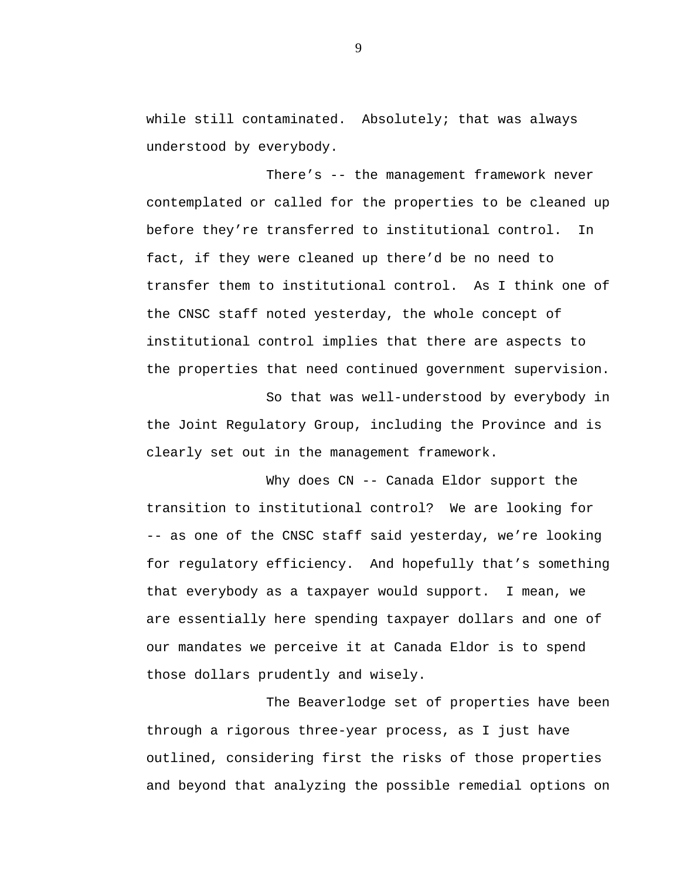while still contaminated. Absolutely; that was always understood by everybody.

There's -- the management framework never contemplated or called for the properties to be cleaned up before they're transferred to institutional control. In fact, if they were cleaned up there'd be no need to transfer them to institutional control. As I think one of the CNSC staff noted yesterday, the whole concept of institutional control implies that there are aspects to the properties that need continued government supervision.

So that was well-understood by everybody in the Joint Regulatory Group, including the Province and is clearly set out in the management framework.

Why does CN -- Canada Eldor support the transition to institutional control? We are looking for -- as one of the CNSC staff said yesterday, we're looking for regulatory efficiency. And hopefully that's something that everybody as a taxpayer would support. I mean, we are essentially here spending taxpayer dollars and one of our mandates we perceive it at Canada Eldor is to spend those dollars prudently and wisely.

The Beaverlodge set of properties have been through a rigorous three-year process, as I just have outlined, considering first the risks of those properties and beyond that analyzing the possible remedial options on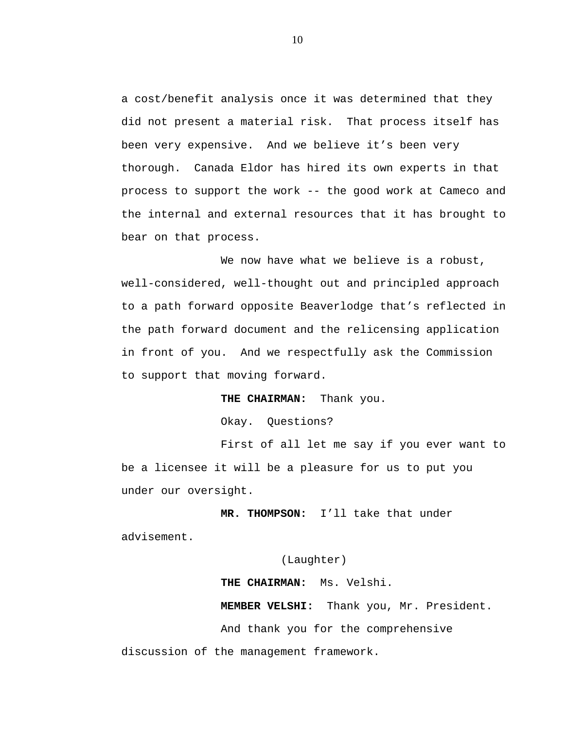a cost/benefit analysis once it was determined that they did not present a material risk. That process itself has been very expensive. And we believe it's been very thorough. Canada Eldor has hired its own experts in that process to support the work -- the good work at Cameco and the internal and external resources that it has brought to bear on that process.

We now have what we believe is a robust, well-considered, well-thought out and principled approach to a path forward opposite Beaverlodge that's reflected in the path forward document and the relicensing application in front of you. And we respectfully ask the Commission to support that moving forward.

**THE CHAIRMAN:** Thank you.

Okay. Questions?

First of all let me say if you ever want to be a licensee it will be a pleasure for us to put you under our oversight.

**MR. THOMPSON:** I'll take that under advisement.

(Laughter)

**THE CHAIRMAN:** Ms. Velshi.

**MEMBER VELSHI:** Thank you, Mr. President.

And thank you for the comprehensive discussion of the management framework.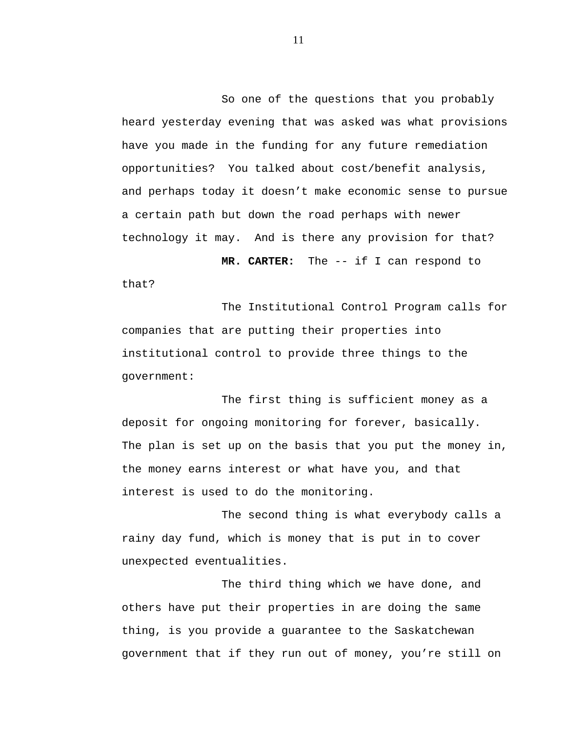So one of the questions that you probably heard yesterday evening that was asked was what provisions have you made in the funding for any future remediation opportunities? You talked about cost/benefit analysis, and perhaps today it doesn't make economic sense to pursue a certain path but down the road perhaps with newer technology it may. And is there any provision for that?

**MR. CARTER:** The -- if I can respond to that?

The Institutional Control Program calls for companies that are putting their properties into institutional control to provide three things to the government:

The first thing is sufficient money as a deposit for ongoing monitoring for forever, basically. The plan is set up on the basis that you put the money in, the money earns interest or what have you, and that interest is used to do the monitoring.

The second thing is what everybody calls a rainy day fund, which is money that is put in to cover unexpected eventualities.

The third thing which we have done, and others have put their properties in are doing the same thing, is you provide a guarantee to the Saskatchewan government that if they run out of money, you're still on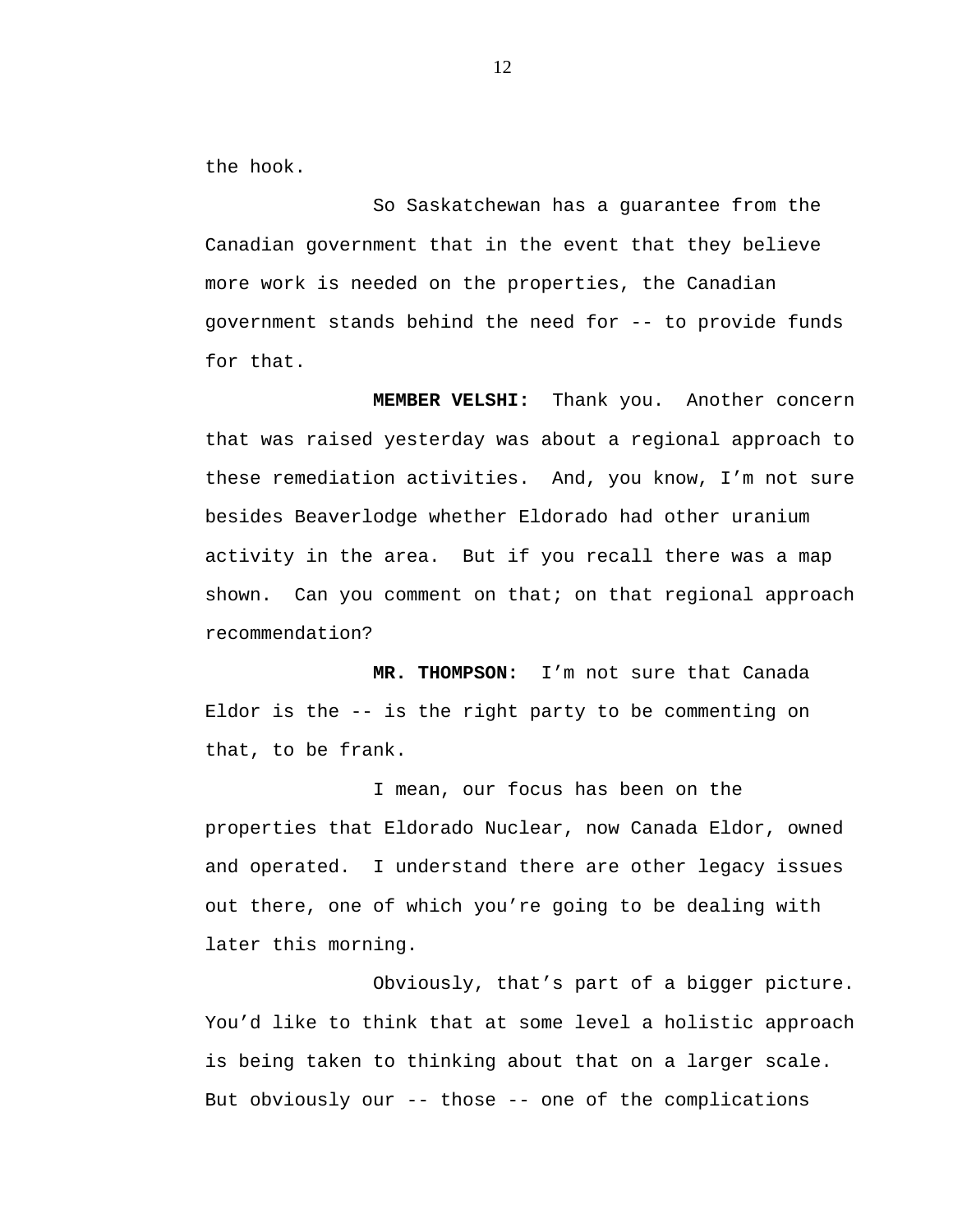the hook.

So Saskatchewan has a guarantee from the Canadian government that in the event that they believe more work is needed on the properties, the Canadian government stands behind the need for -- to provide funds for that.

**MEMBER VELSHI:** Thank you. Another concern that was raised yesterday was about a regional approach to these remediation activities. And, you know, I'm not sure besides Beaverlodge whether Eldorado had other uranium activity in the area. But if you recall there was a map shown. Can you comment on that; on that regional approach recommendation?

**MR. THOMPSON:** I'm not sure that Canada Eldor is the -- is the right party to be commenting on that, to be frank.

I mean, our focus has been on the properties that Eldorado Nuclear, now Canada Eldor, owned and operated. I understand there are other legacy issues out there, one of which you're going to be dealing with later this morning.

Obviously, that's part of a bigger picture. You'd like to think that at some level a holistic approach is being taken to thinking about that on a larger scale. But obviously our -- those -- one of the complications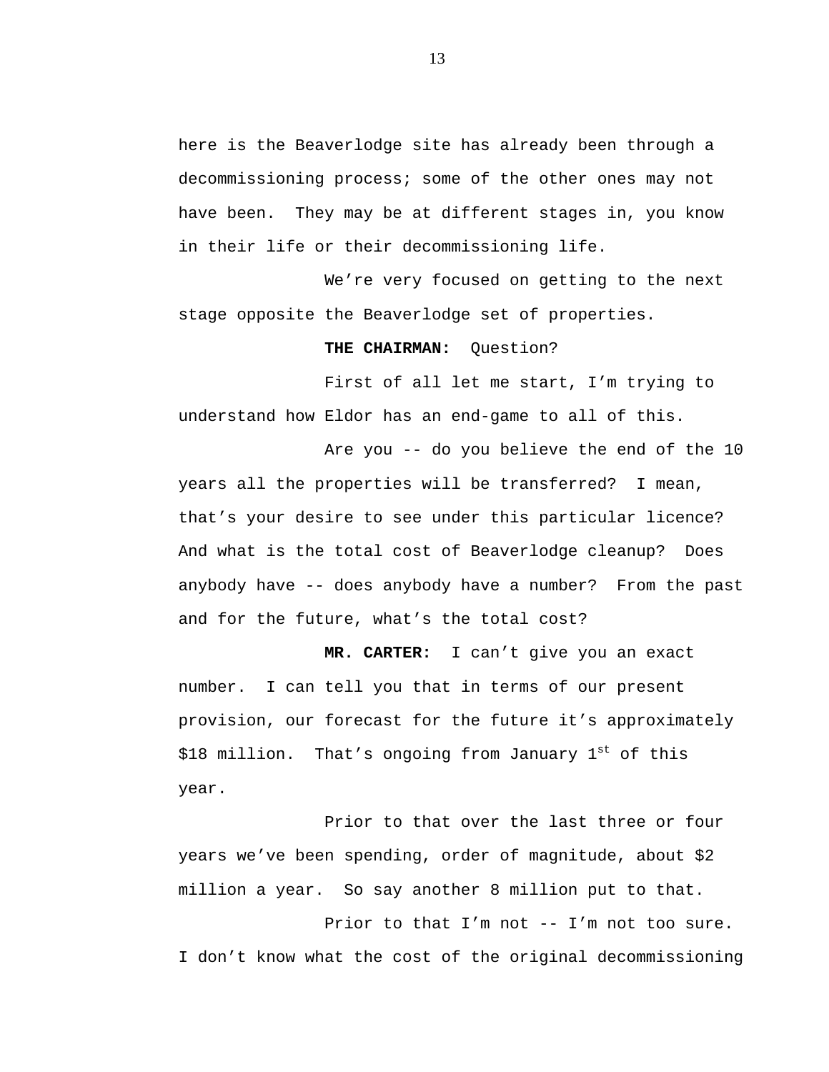here is the Beaverlodge site has already been through a decommissioning process; some of the other ones may not have been. They may be at different stages in, you know in their life or their decommissioning life.

We're very focused on getting to the next stage opposite the Beaverlodge set of properties.

**THE CHAIRMAN:** Question?

First of all let me start, I'm trying to understand how Eldor has an end-game to all of this.

Are you -- do you believe the end of the 10 years all the properties will be transferred? I mean, that's your desire to see under this particular licence? And what is the total cost of Beaverlodge cleanup? Does anybody have -- does anybody have a number? From the past and for the future, what's the total cost?

**MR. CARTER:** I can't give you an exact number. I can tell you that in terms of our present provision, our forecast for the future it's approximately \$18 million. That's ongoing from January 1st of this year.

Prior to that over the last three or four years we've been spending, order of magnitude, about \$2 million a year. So say another 8 million put to that.

Prior to that I'm not -- I'm not too sure. I don't know what the cost of the original decommissioning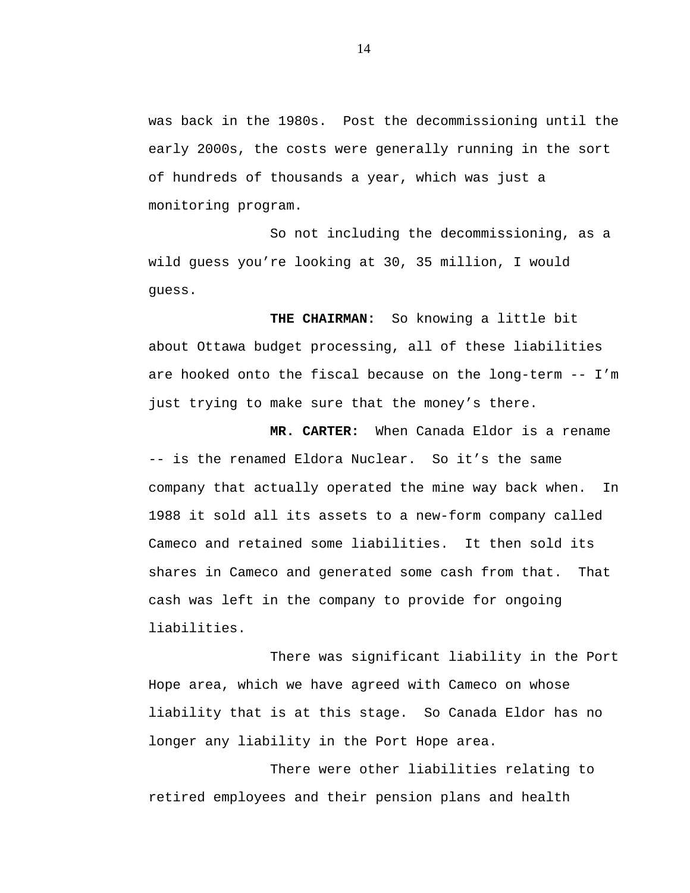was back in the 1980s. Post the decommissioning until the early 2000s, the costs were generally running in the sort of hundreds of thousands a year, which was just a monitoring program.

So not including the decommissioning, as a wild guess you’re looking at 30, 35 million, I would guess.

**THE CHAIRMAN:** So knowing a little bit about Ottawa budget processing, all of these liabilities are hooked onto the fiscal because on the long-term -- I’m just trying to make sure that the money’s there.

**MR. CARTER:** When Canada Eldor is a rename -- is the renamed Eldora Nuclear. So it’s the same company that actually operated the mine way back when. In 1988 it sold all its assets to a new-form company called Cameco and retained some liabilities. It then sold its shares in Cameco and generated some cash from that. That cash was left in the company to provide for ongoing liabilities.

There was significant liability in the Port Hope area, which we have agreed with Cameco on whose liability that is at this stage. So Canada Eldor has no longer any liability in the Port Hope area.

There were other liabilities relating to retired employees and their pension plans and health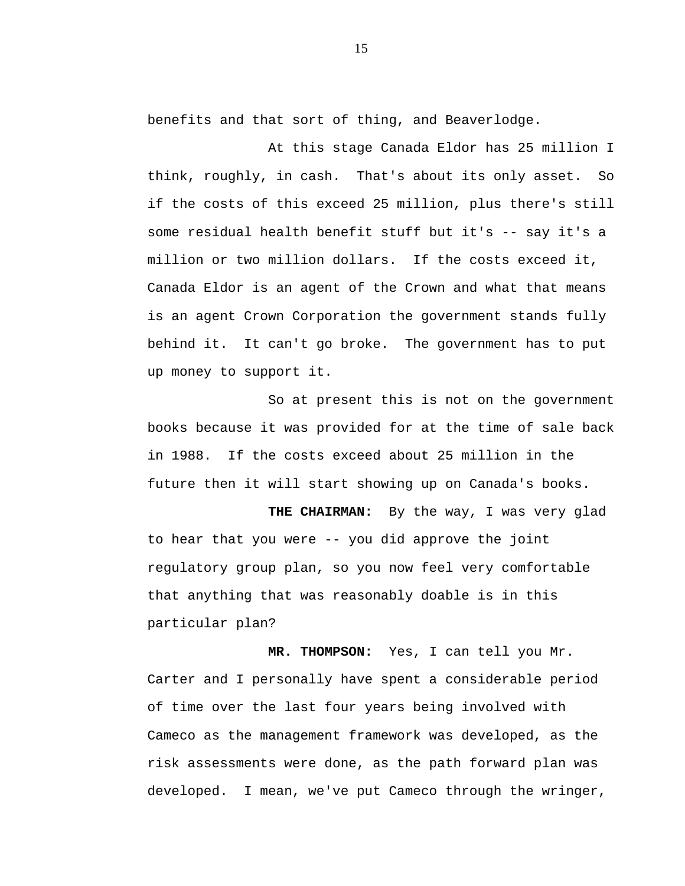benefits and that sort of thing, and Beaverlodge.

At this stage Canada Eldor has 25 million I think, roughly, in cash. That's about its only asset. So if the costs of this exceed 25 million, plus there's still some residual health benefit stuff but it's -- say it's a million or two million dollars. If the costs exceed it, Canada Eldor is an agent of the Crown and what that means is an agent Crown Corporation the government stands fully behind it. It can't go broke. The government has to put up money to support it.

So at present this is not on the government books because it was provided for at the time of sale back in 1988. If the costs exceed about 25 million in the future then it will start showing up on Canada's books.

**THE CHAIRMAN:** By the way, I was very glad to hear that you were -- you did approve the joint regulatory group plan, so you now feel very comfortable that anything that was reasonably doable is in this particular plan?

**MR. THOMPSON:** Yes, I can tell you Mr. Carter and I personally have spent a considerable period of time over the last four years being involved with Cameco as the management framework was developed, as the risk assessments were done, as the path forward plan was developed. I mean, we've put Cameco through the wringer,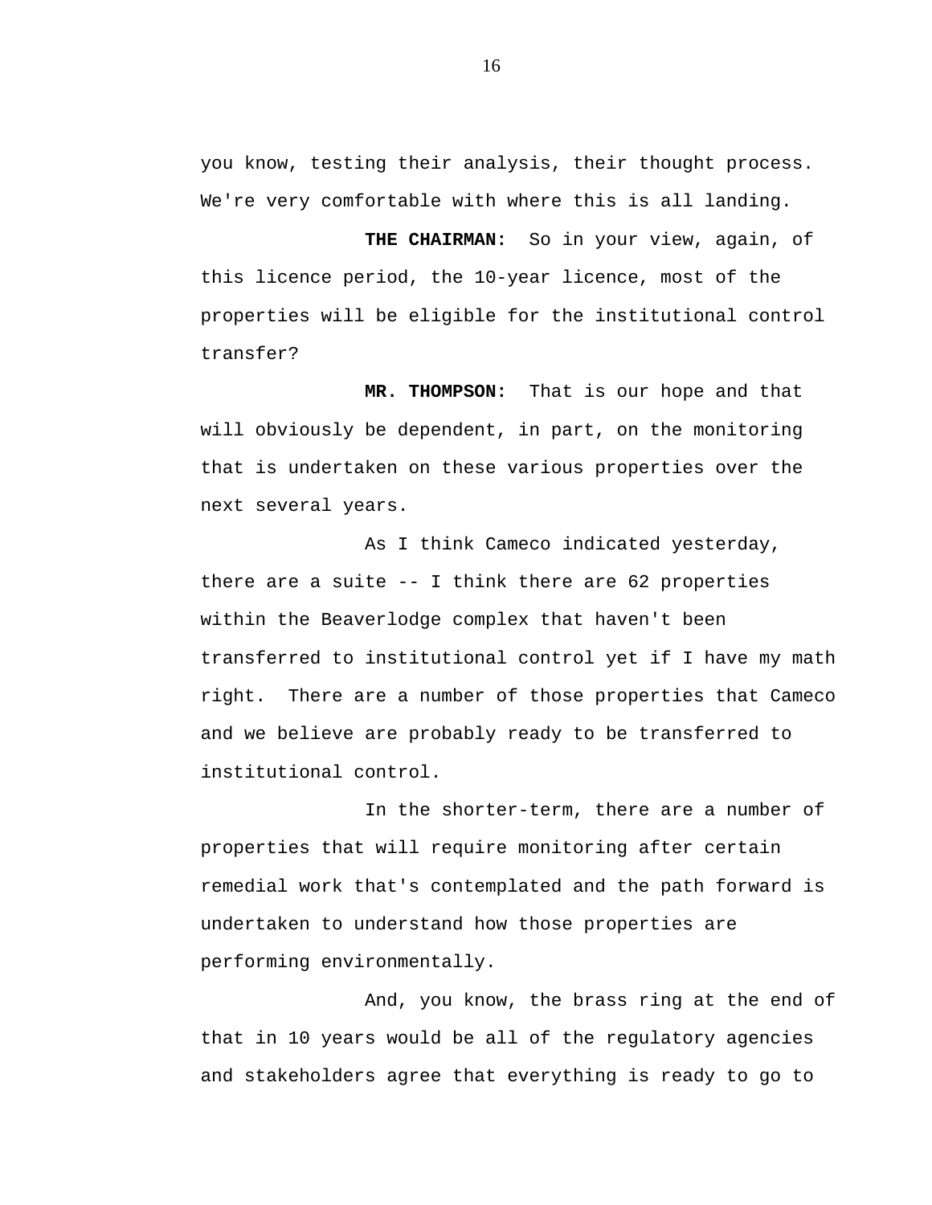you know, testing their analysis, their thought process. We're very comfortable with where this is all landing.

**THE CHAIRMAN:** So in your view, again, of this licence period, the 10-year licence, most of the properties will be eligible for the institutional control transfer?

**MR. THOMPSON:** That is our hope and that will obviously be dependent, in part, on the monitoring that is undertaken on these various properties over the next several years.

As I think Cameco indicated yesterday, there are a suite -- I think there are 62 properties within the Beaverlodge complex that haven't been transferred to institutional control yet if I have my math right. There are a number of those properties that Cameco and we believe are probably ready to be transferred to institutional control.

In the shorter-term, there are a number of properties that will require monitoring after certain remedial work that's contemplated and the path forward is undertaken to understand how those properties are performing environmentally.

And, you know, the brass ring at the end of that in 10 years would be all of the regulatory agencies and stakeholders agree that everything is ready to go to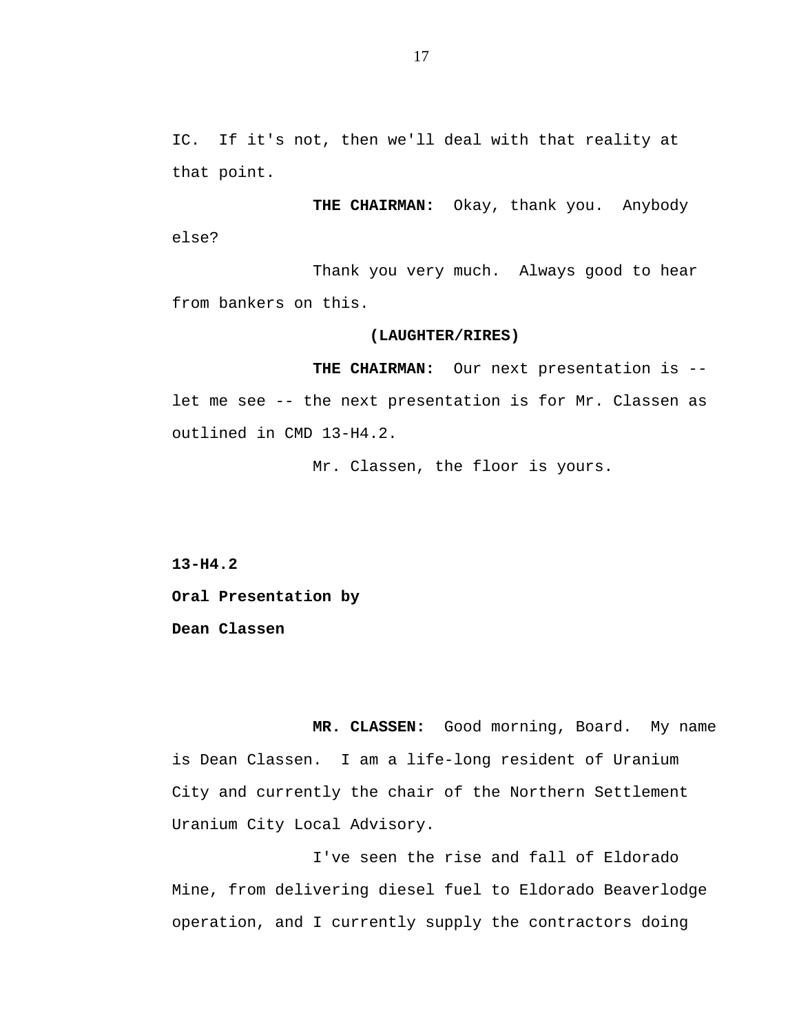IC. If it's not, then we'll deal with that reality at that point.

**THE CHAIRMAN:** Okay, thank you. Anybody else?

Thank you very much. Always good to hear from bankers on this.

**(LAUGHTER/RIRES)**

**THE CHAIRMAN:** Our next presentation is -- let me see -- the next presentation is for Mr. Classen as outlined in CMD 13-H4.2.

Mr. Classen, the floor is yours.

**13-H4.2**

**Oral Presentation by**

**Dean Classen**

**MR. CLASSEN:** Good morning, Board. My name is Dean Classen. I am a life-long resident of Uranium City and currently the chair of the Northern Settlement Uranium City Local Advisory.

I've seen the rise and fall of Eldorado Mine, from delivering diesel fuel to Eldorado Beaverlodge operation, and I currently supply the contractors doing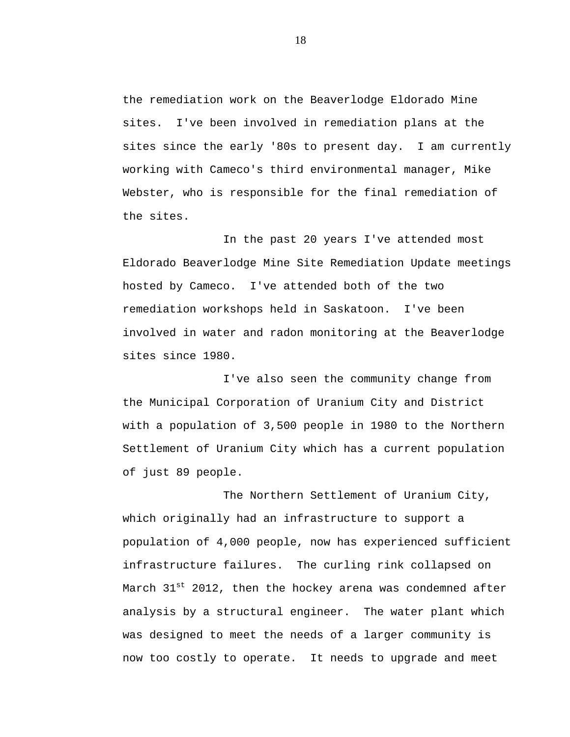the remediation work on the Beaverlodge Eldorado Mine sites. I've been involved in remediation plans at the sites since the early '80s to present day. I am currently working with Cameco's third environmental manager, Mike Webster, who is responsible for the final remediation of the sites.

In the past 20 years I've attended most Eldorado Beaverlodge Mine Site Remediation Update meetings hosted by Cameco. I've attended both of the two remediation workshops held in Saskatoon. I've been involved in water and radon monitoring at the Beaverlodge sites since 1980.

I've also seen the community change from the Municipal Corporation of Uranium City and District with a population of 3,500 people in 1980 to the Northern Settlement of Uranium City which has a current population of just 89 people.

The Northern Settlement of Uranium City, which originally had an infrastructure to support a population of 4,000 people, now has experienced sufficient infrastructure failures. The curling rink collapsed on March 31st 2012, then the hockey arena was condemned after analysis by a structural engineer. The water plant which was designed to meet the needs of a larger community is now too costly to operate. It needs to upgrade and meet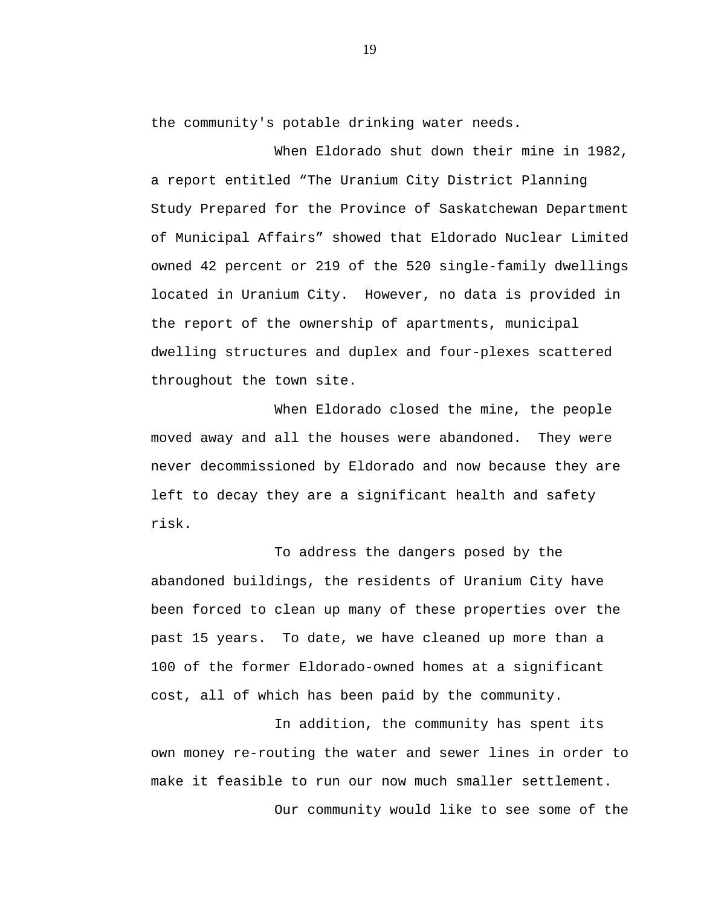the community's potable drinking water needs.

When Eldorado shut down their mine in 1982, a report entitled “The Uranium City District Planning Study Prepared for the Province of Saskatchewan Department of Municipal Affairs” showed that Eldorado Nuclear Limited owned 42 percent or 219 of the 520 single-family dwellings located in Uranium City. However, no data is provided in the report of the ownership of apartments, municipal dwelling structures and duplex and four-plexes scattered throughout the town site.

When Eldorado closed the mine, the people moved away and all the houses were abandoned. They were never decommissioned by Eldorado and now because they are left to decay they are a significant health and safety risk.

To address the dangers posed by the abandoned buildings, the residents of Uranium City have been forced to clean up many of these properties over the past 15 years. To date, we have cleaned up more than a 100 of the former Eldorado-owned homes at a significant cost, all of which has been paid by the community.

In addition, the community has spent its own money re-routing the water and sewer lines in order to make it feasible to run our now much smaller settlement.

Our community would like to see some of the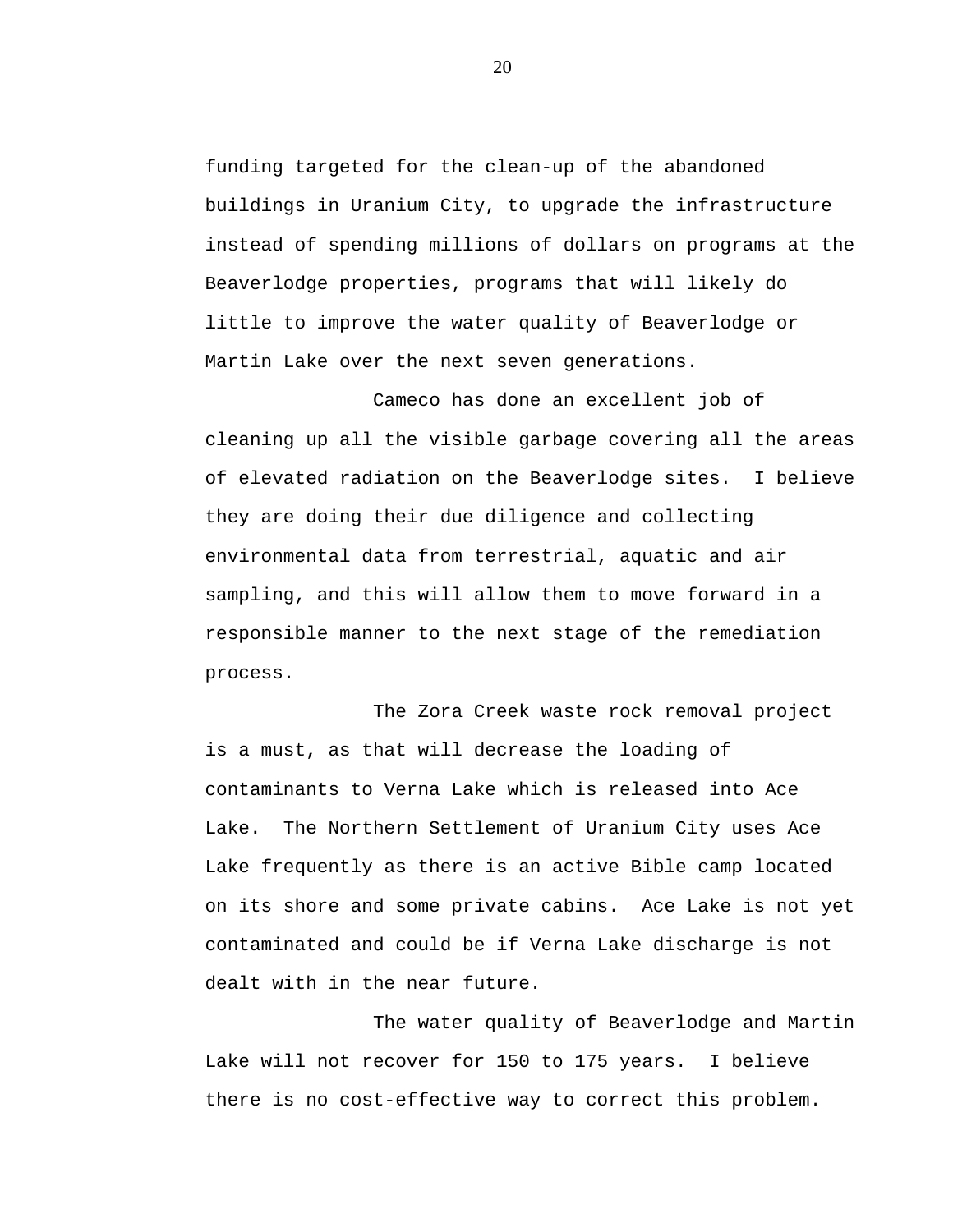funding targeted for the clean-up of the abandoned buildings in Uranium City, to upgrade the infrastructure instead of spending millions of dollars on programs at the Beaverlodge properties, programs that will likely do little to improve the water quality of Beaverlodge or Martin Lake over the next seven generations.

Cameco has done an excellent job of cleaning up all the visible garbage covering all the areas of elevated radiation on the Beaverlodge sites. I believe they are doing their due diligence and collecting environmental data from terrestrial, aquatic and air sampling, and this will allow them to move forward in a responsible manner to the next stage of the remediation process.

The Zora Creek waste rock removal project is a must, as that will decrease the loading of contaminants to Verna Lake which is released into Ace Lake. The Northern Settlement of Uranium City uses Ace Lake frequently as there is an active Bible camp located on its shore and some private cabins. Ace Lake is not yet contaminated and could be if Verna Lake discharge is not dealt with in the near future.

The water quality of Beaverlodge and Martin Lake will not recover for 150 to 175 years. I believe there is no cost-effective way to correct this problem.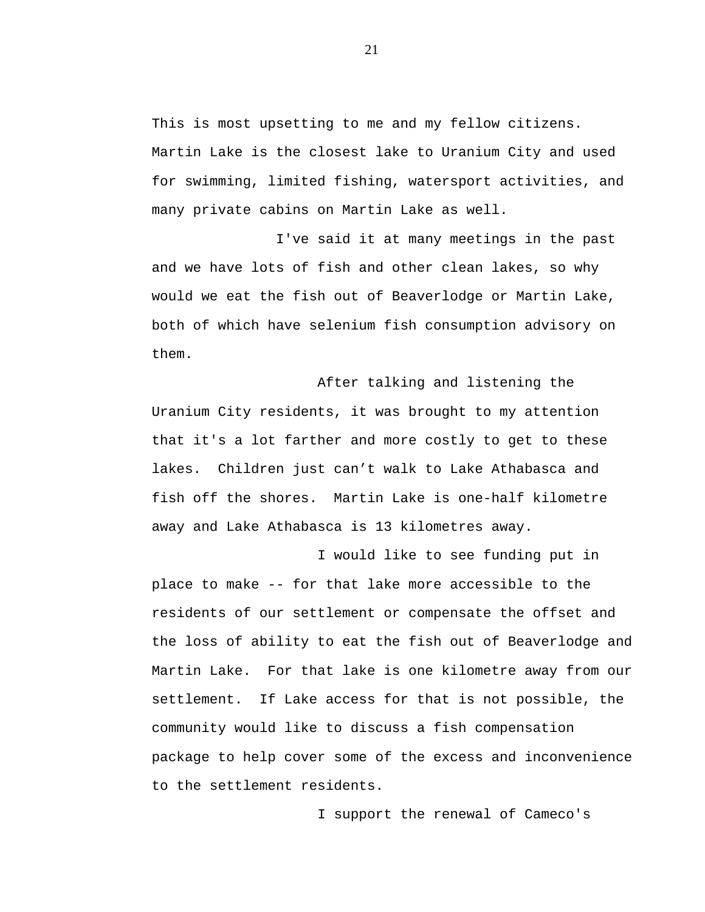This is most upsetting to me and my fellow citizens. Martin Lake is the closest lake to Uranium City and used for swimming, limited fishing, watersport activities, and many private cabins on Martin Lake as well.

I've said it at many meetings in the past and we have lots of fish and other clean lakes, so why would we eat the fish out of Beaverlodge or Martin Lake, both of which have selenium fish consumption advisory on them.

After talking and listening the Uranium City residents, it was brought to my attention that it's a lot farther and more costly to get to these lakes. Children just can't walk to Lake Athabasca and fish off the shores. Martin Lake is one-half kilometre away and Lake Athabasca is 13 kilometres away.

I would like to see funding put in place to make -- for that lake more accessible to the residents of our settlement or compensate the offset and the loss of ability to eat the fish out of Beaverlodge and Martin Lake. For that lake is one kilometre away from our settlement. If Lake access for that is not possible, the community would like to discuss a fish compensation package to help cover some of the excess and inconvenience to the settlement residents.

I support the renewal of Cameco's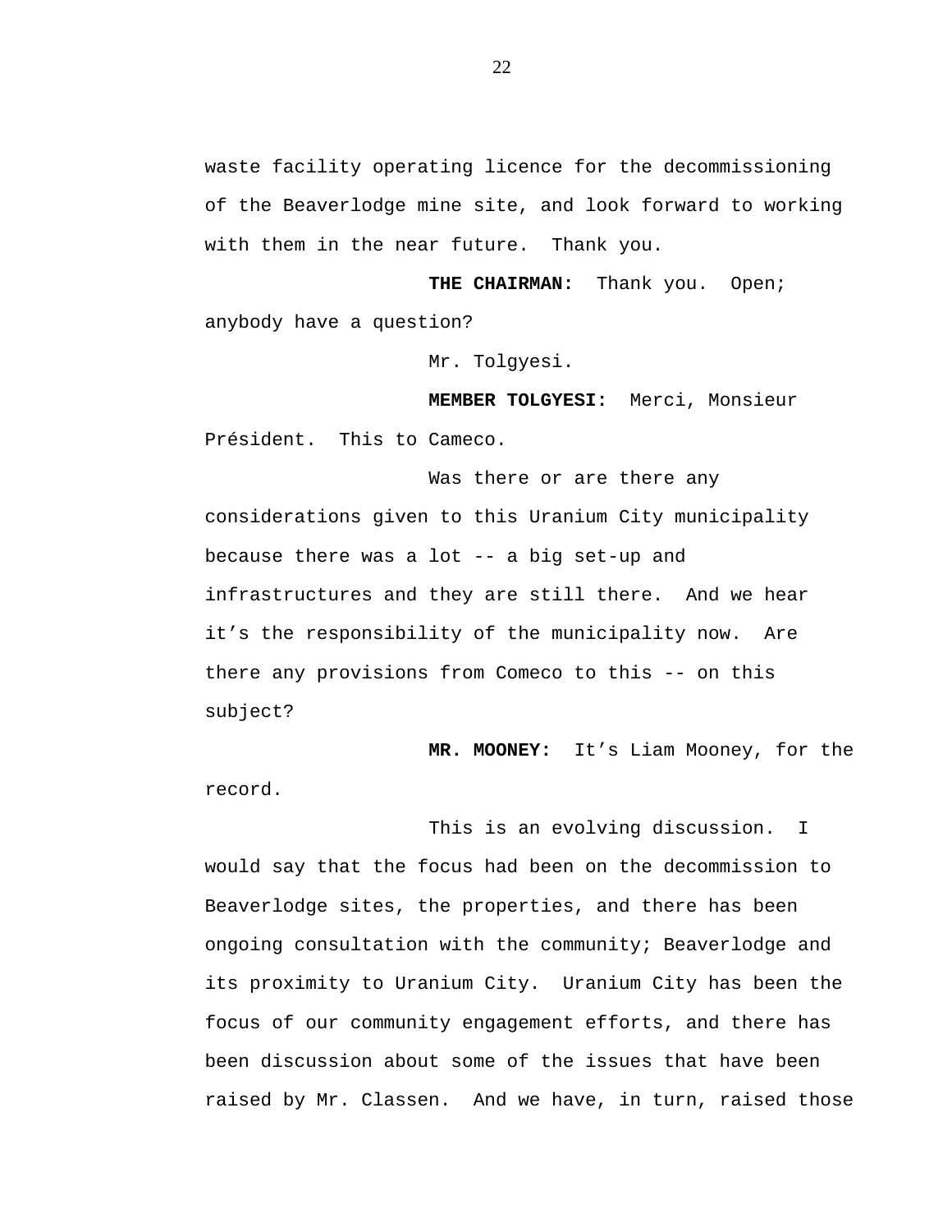waste facility operating licence for the decommissioning of the Beaverlodge mine site, and look forward to working with them in the near future.  Thank you.

**THE CHAIRMAN:**  Thank you.  Open; anybody have a question?

Mr. Tolgyesi.

**MEMBER TOLGYESI:**  Merci, Monsieur Président.  This to Cameco.

Was there or are there any considerations given to this Uranium City municipality because there was a lot -- a big set-up and infrastructures and they are still there.  And we hear it's the responsibility of the municipality now.  Are there any provisions from Comeco to this -- on this subject?

**MR. MOONEY:**  It's Liam Mooney, for the record.

This is an evolving discussion.  I would say that the focus had been on the decommission to Beaverlodge sites, the properties, and there has been ongoing consultation with the community; Beaverlodge and its proximity to Uranium City.  Uranium City has been the focus of our community engagement efforts, and there has been discussion about some of the issues that have been raised by Mr. Classen.  And we have, in turn, raised those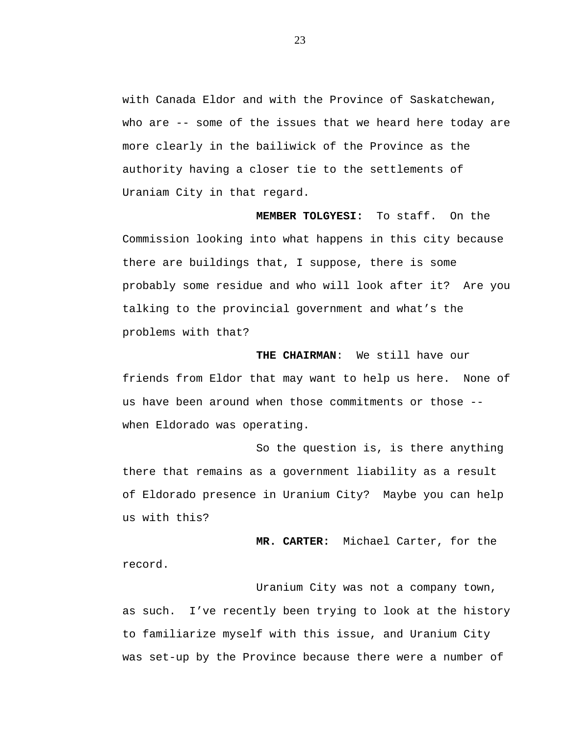with Canada Eldor and with the Province of Saskatchewan, who are -- some of the issues that we heard here today are more clearly in the bailiwick of the Province as the authority having a closer tie to the settlements of Uraniam City in that regard.

**MEMBER TOLGYESI:** To staff. On the Commission looking into what happens in this city because there are buildings that, I suppose, there is some probably some residue and who will look after it? Are you talking to the provincial government and what's the problems with that?

**THE CHAIRMAN**: We still have our friends from Eldor that may want to help us here. None of us have been around when those commitments or those -- when Eldorado was operating.

So the question is, is there anything there that remains as a government liability as a result of Eldorado presence in Uranium City? Maybe you can help us with this?

**MR. CARTER:** Michael Carter, for the record.

Uranium City was not a company town, as such. I've recently been trying to look at the history to familiarize myself with this issue, and Uranium City was set-up by the Province because there were a number of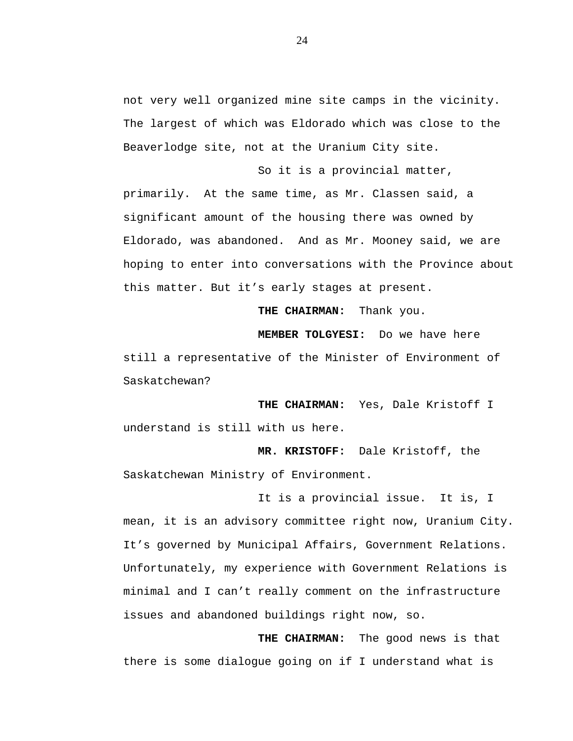not very well organized mine site camps in the vicinity. The largest of which was Eldorado which was close to the Beaverlodge site, not at the Uranium City site.

So it is a provincial matter, primarily.  At the same time, as Mr. Classen said, a significant amount of the housing there was owned by Eldorado, was abandoned.  And as Mr. Mooney said, we are hoping to enter into conversations with the Province about this matter. But it's early stages at present.

**THE CHAIRMAN:** Thank you.

**MEMBER TOLGYESI:** Do we have here still a representative of the Minister of Environment of Saskatchewan?

**THE CHAIRMAN:** Yes, Dale Kristoff I understand is still with us here.

**MR. KRISTOFF:** Dale Kristoff, the Saskatchewan Ministry of Environment.

It is a provincial issue.  It is, I mean, it is an advisory committee right now, Uranium City. It's governed by Municipal Affairs, Government Relations. Unfortunately, my experience with Government Relations is minimal and I can't really comment on the infrastructure issues and abandoned buildings right now, so.

**THE CHAIRMAN:** The good news is that there is some dialogue going on if I understand what is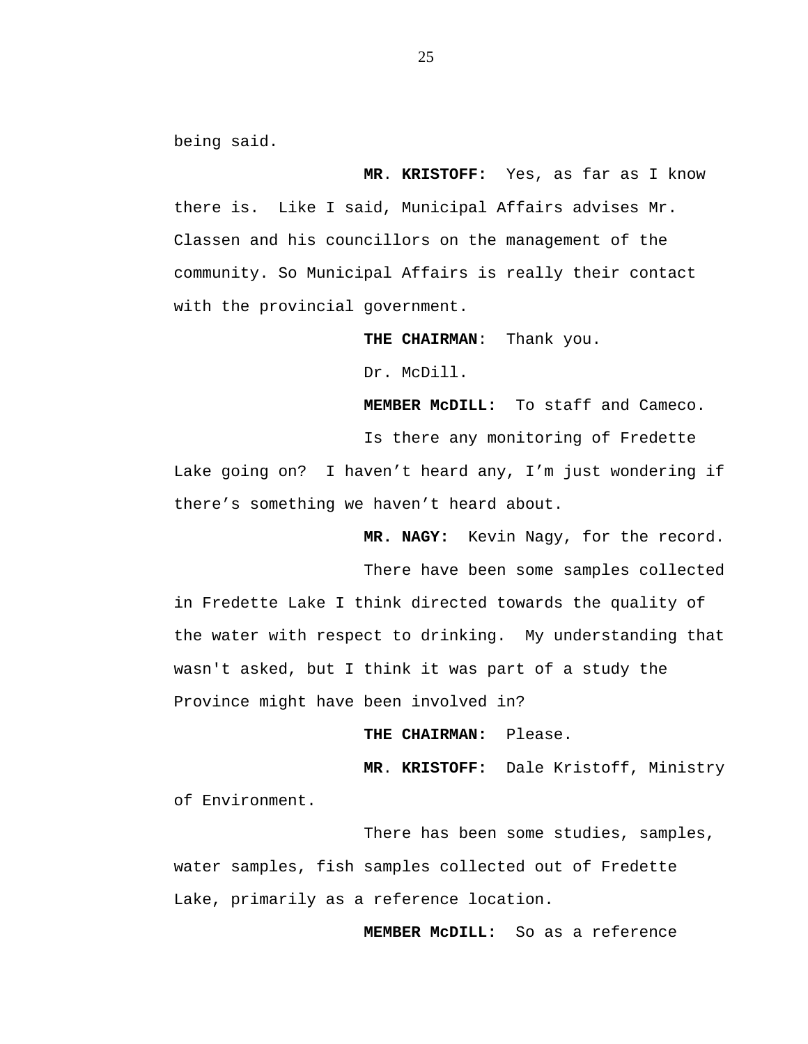being said.

**MR. KRISTOFF:** Yes, as far as I know there is. Like I said, Municipal Affairs advises Mr. Classen and his councillors on the management of the community. So Municipal Affairs is really their contact with the provincial government.

**THE CHAIRMAN**: Thank you.

Dr. McDill.

**MEMBER McDILL:** To staff and Cameco.

Is there any monitoring of Fredette Lake going on? I haven't heard any, I'm just wondering if there's something we haven't heard about.

**MR. NAGY:** Kevin Nagy, for the record.

There have been some samples collected in Fredette Lake I think directed towards the quality of the water with respect to drinking. My understanding that wasn't asked, but I think it was part of a study the Province might have been involved in?

**THE CHAIRMAN:** Please.

**MR. KRISTOFF:** Dale Kristoff, Ministry of Environment.

There has been some studies, samples, water samples, fish samples collected out of Fredette Lake, primarily as a reference location.

**MEMBER McDILL:** So as a reference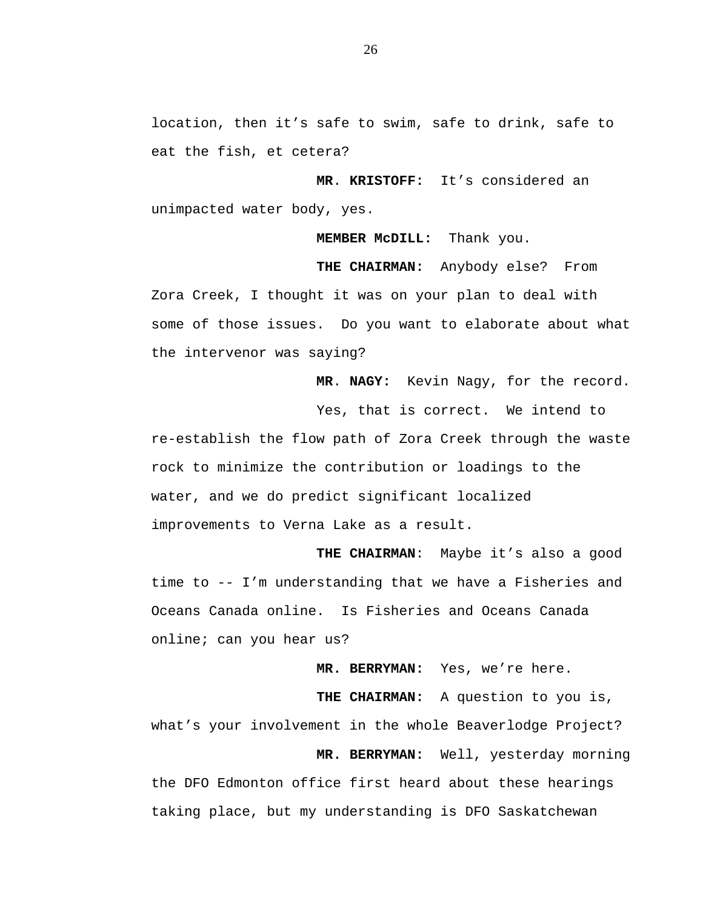location, then it's safe to swim, safe to drink, safe to eat the fish, et cetera?

**MR. KRISTOFF:** It's considered an unimpacted water body, yes.

**MEMBER McDILL:** Thank you.

**THE CHAIRMAN:** Anybody else? From Zora Creek, I thought it was on your plan to deal with some of those issues. Do you want to elaborate about what the intervenor was saying?

**MR. NAGY:** Kevin Nagy, for the record.

Yes, that is correct. We intend to re-establish the flow path of Zora Creek through the waste rock to minimize the contribution or loadings to the water, and we do predict significant localized improvements to Verna Lake as a result.

**THE CHAIRMAN**: Maybe it's also a good time to -- I'm understanding that we have a Fisheries and Oceans Canada online. Is Fisheries and Oceans Canada online; can you hear us?

**MR. BERRYMAN:** Yes, we're here.

**THE CHAIRMAN:** A question to you is, what's your involvement in the whole Beaverlodge Project?

**MR. BERRYMAN:** Well, yesterday morning the DFO Edmonton office first heard about these hearings taking place, but my understanding is DFO Saskatchewan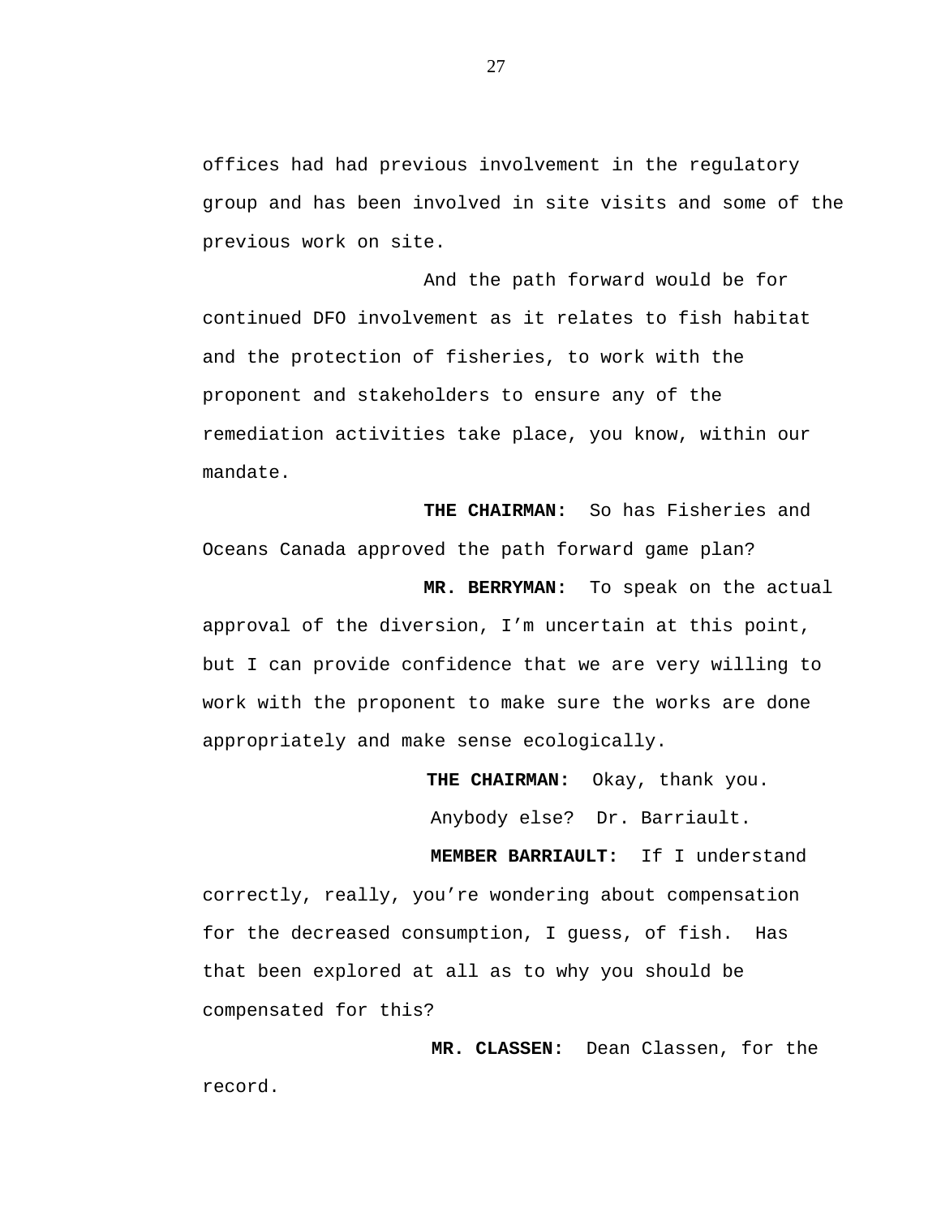offices had had previous involvement in the regulatory group and has been involved in site visits and some of the previous work on site.

And the path forward would be for continued DFO involvement as it relates to fish habitat and the protection of fisheries, to work with the proponent and stakeholders to ensure any of the remediation activities take place, you know, within our mandate.

**THE CHAIRMAN:** So has Fisheries and Oceans Canada approved the path forward game plan?

**MR. BERRYMAN:** To speak on the actual approval of the diversion, I'm uncertain at this point, but I can provide confidence that we are very willing to work with the proponent to make sure the works are done appropriately and make sense ecologically.

**THE CHAIRMAN:** Okay, thank you.

Anybody else? Dr. Barriault.

**MEMBER BARRIAULT:** If I understand correctly, really, you're wondering about compensation for the decreased consumption, I guess, of fish. Has that been explored at all as to why you should be compensated for this?

**MR. CLASSEN:** Dean Classen, for the record.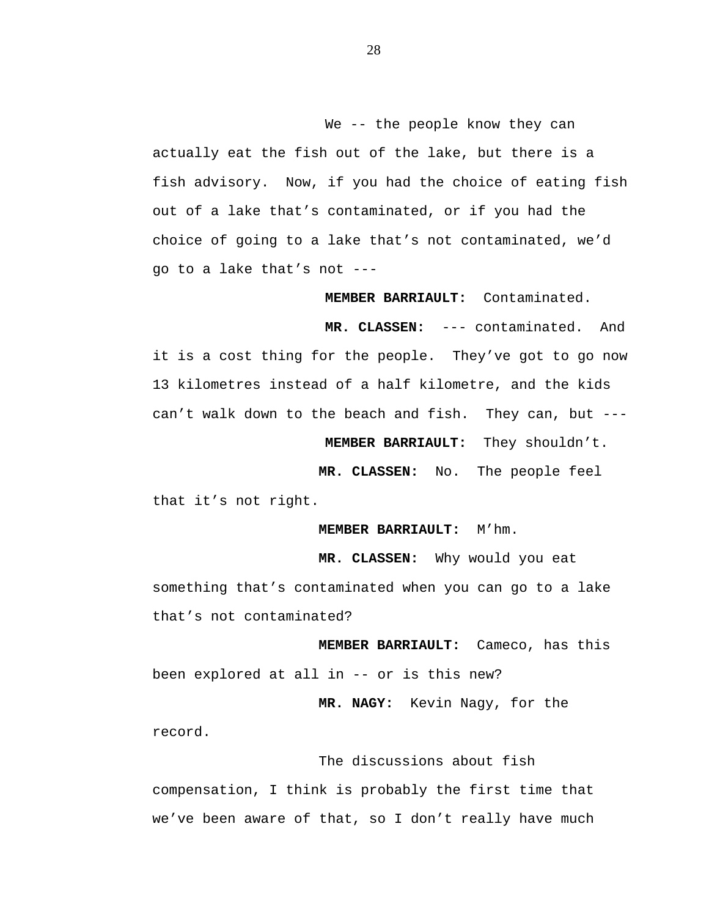We -- the people know they can actually eat the fish out of the lake, but there is a fish advisory. Now, if you had the choice of eating fish out of a lake that's contaminated, or if you had the choice of going to a lake that's not contaminated, we'd go to a lake that's not ---

**MEMBER BARRIAULT:** Contaminated.

**MR. CLASSEN:** --- contaminated. And it is a cost thing for the people. They've got to go now 13 kilometres instead of a half kilometre, and the kids can't walk down to the beach and fish. They can, but ---

**MEMBER BARRIAULT:** They shouldn't.

**MR. CLASSEN:** No. The people feel that it's not right.

**MEMBER BARRIAULT:** M'hm.

**MR. CLASSEN:** Why would you eat something that's contaminated when you can go to a lake that's not contaminated?

**MEMBER BARRIAULT:** Cameco, has this been explored at all in -- or is this new?

**MR. NAGY:** Kevin Nagy, for the record.

The discussions about fish compensation, I think is probably the first time that we've been aware of that, so I don't really have much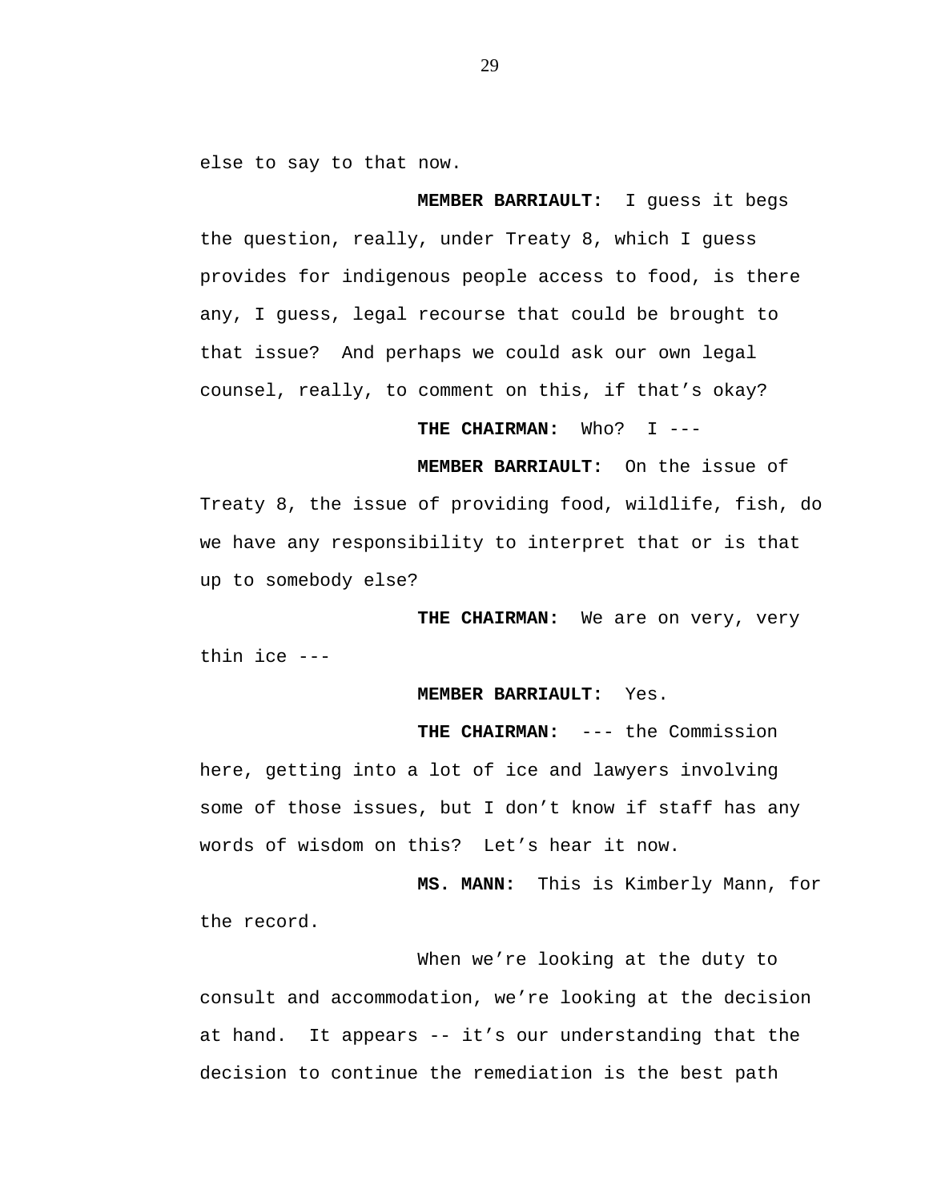else to say to that now.

**MEMBER BARRIAULT:** I guess it begs the question, really, under Treaty 8, which I guess provides for indigenous people access to food, is there any, I guess, legal recourse that could be brought to that issue? And perhaps we could ask our own legal counsel, really, to comment on this, if that's okay?

**THE CHAIRMAN:** Who? I ---

**MEMBER BARRIAULT:** On the issue of Treaty 8, the issue of providing food, wildlife, fish, do we have any responsibility to interpret that or is that up to somebody else?

**THE CHAIRMAN:** We are on very, very thin ice ---

**MEMBER BARRIAULT:** Yes.

**THE CHAIRMAN:** --- the Commission here, getting into a lot of ice and lawyers involving some of those issues, but I don't know if staff has any words of wisdom on this? Let's hear it now.

**MS. MANN:** This is Kimberly Mann, for the record.

When we're looking at the duty to consult and accommodation, we're looking at the decision at hand. It appears -- it's our understanding that the decision to continue the remediation is the best path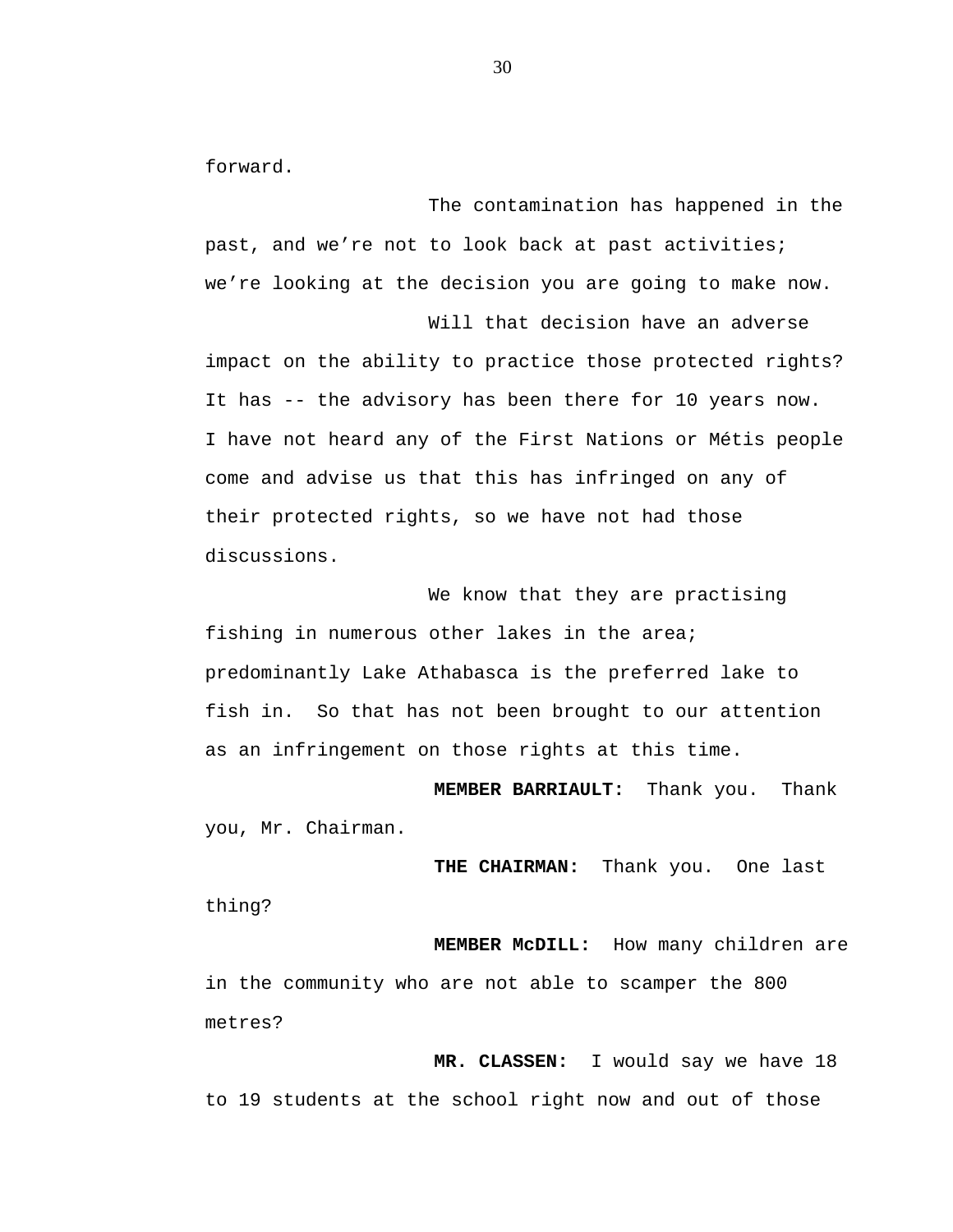forward.

The contamination has happened in the past, and we're not to look back at past activities; we're looking at the decision you are going to make now.

Will that decision have an adverse impact on the ability to practice those protected rights? It has -- the advisory has been there for 10 years now. I have not heard any of the First Nations or Métis people come and advise us that this has infringed on any of their protected rights, so we have not had those discussions.

We know that they are practising fishing in numerous other lakes in the area; predominantly Lake Athabasca is the preferred lake to fish in. So that has not been brought to our attention as an infringement on those rights at this time.

**MEMBER BARRIAULT:** Thank you. Thank you, Mr. Chairman.

**THE CHAIRMAN:** Thank you. One last thing?

**MEMBER McDILL:** How many children are in the community who are not able to scamper the 800 metres?

**MR. CLASSEN:** I would say we have 18 to 19 students at the school right now and out of those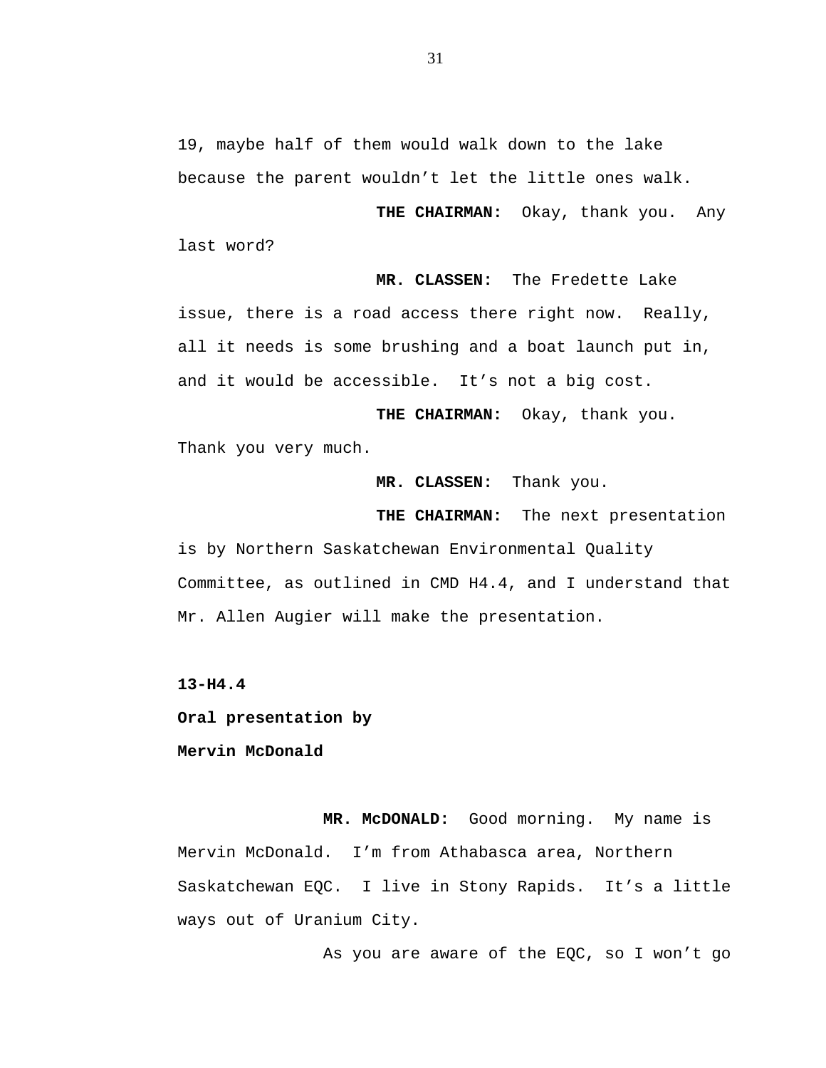19, maybe half of them would walk down to the lake because the parent wouldn't let the little ones walk.

**THE CHAIRMAN:** Okay, thank you. Any last word?

**MR. CLASSEN:** The Fredette Lake issue, there is a road access there right now. Really, all it needs is some brushing and a boat launch put in, and it would be accessible. It's not a big cost.

**THE CHAIRMAN:** Okay, thank you. Thank you very much.

**MR. CLASSEN:** Thank you.

**THE CHAIRMAN:** The next presentation is by Northern Saskatchewan Environmental Quality Committee, as outlined in CMD H4.4, and I understand that Mr. Allen Augier will make the presentation.

**13-H4.4**

**Oral presentation by**

**Mervin McDonald**

**MR. McDONALD:** Good morning. My name is Mervin McDonald. I'm from Athabasca area, Northern Saskatchewan EQC. I live in Stony Rapids. It's a little ways out of Uranium City.

As you are aware of the EQC, so I won't go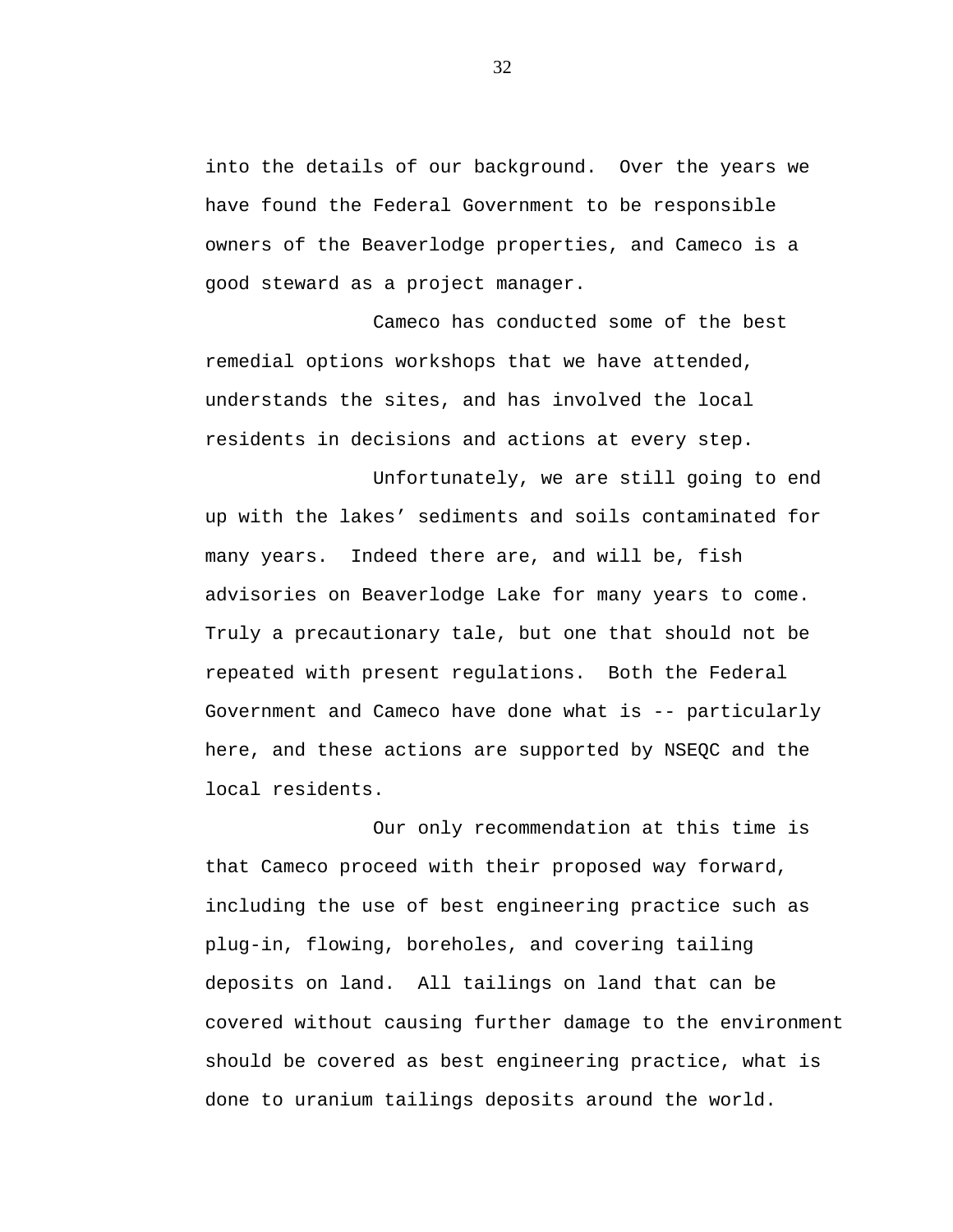into the details of our background. Over the years we have found the Federal Government to be responsible owners of the Beaverlodge properties, and Cameco is a good steward as a project manager.

Cameco has conducted some of the best remedial options workshops that we have attended, understands the sites, and has involved the local residents in decisions and actions at every step.

Unfortunately, we are still going to end up with the lakes' sediments and soils contaminated for many years. Indeed there are, and will be, fish advisories on Beaverlodge Lake for many years to come. Truly a precautionary tale, but one that should not be repeated with present regulations. Both the Federal Government and Cameco have done what is -- particularly here, and these actions are supported by NSEQC and the local residents.

Our only recommendation at this time is that Cameco proceed with their proposed way forward, including the use of best engineering practice such as plug-in, flowing, boreholes, and covering tailing deposits on land. All tailings on land that can be covered without causing further damage to the environment should be covered as best engineering practice, what is done to uranium tailings deposits around the world.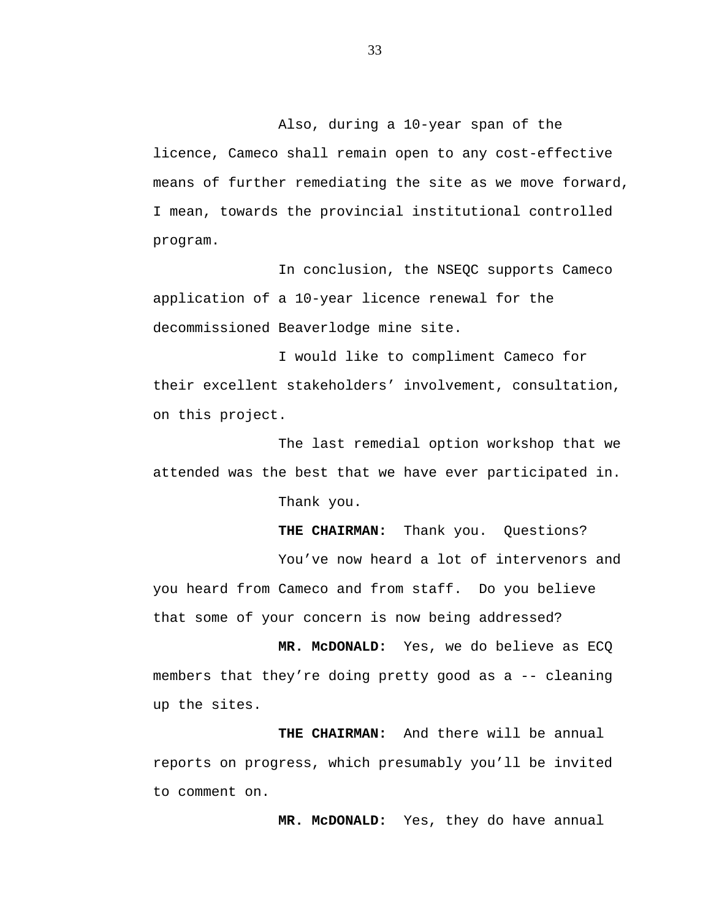Also, during a 10-year span of the licence, Cameco shall remain open to any cost-effective means of further remediating the site as we move forward, I mean, towards the provincial institutional controlled program.

In conclusion, the NSEQC supports Cameco application of a 10-year licence renewal for the decommissioned Beaverlodge mine site.

I would like to compliment Cameco for their excellent stakeholders' involvement, consultation, on this project.

The last remedial option workshop that we attended was the best that we have ever participated in.

Thank you.

**THE CHAIRMAN:** Thank you. Questions?

You've now heard a lot of intervenors and you heard from Cameco and from staff. Do you believe that some of your concern is now being addressed?

**MR. McDONALD:** Yes, we do believe as ECQ members that they're doing pretty good as a -- cleaning up the sites.

**THE CHAIRMAN:** And there will be annual reports on progress, which presumably you'll be invited to comment on.

**MR. McDONALD:** Yes, they do have annual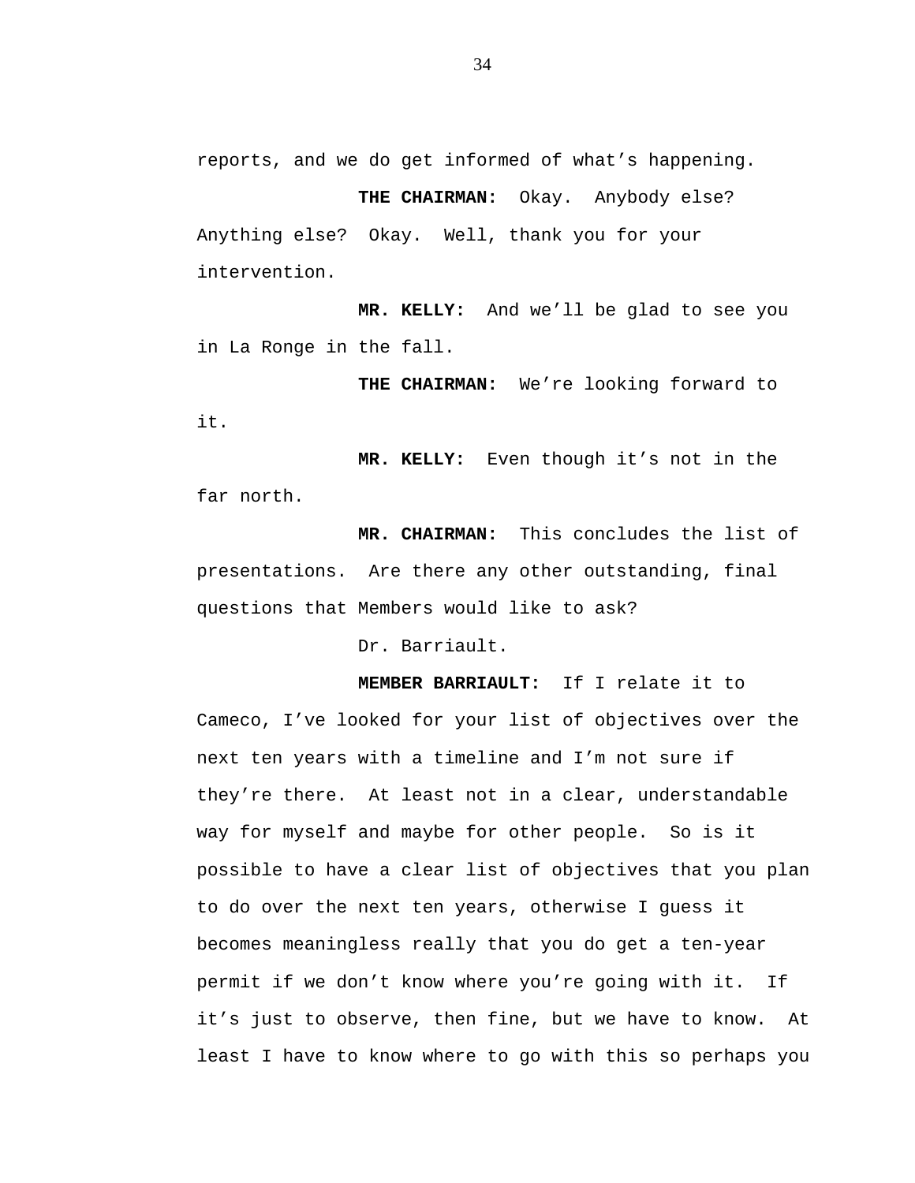reports, and we do get informed of what's happening.

**THE CHAIRMAN:** Okay. Anybody else? Anything else? Okay. Well, thank you for your intervention.

**MR. KELLY:** And we'll be glad to see you in La Ronge in the fall.

**THE CHAIRMAN:** We're looking forward to it.

**MR. KELLY:** Even though it's not in the far north.

**MR. CHAIRMAN:** This concludes the list of presentations. Are there any other outstanding, final questions that Members would like to ask?

Dr. Barriault.

**MEMBER BARRIAULT:** If I relate it to Cameco, I've looked for your list of objectives over the next ten years with a timeline and I'm not sure if they're there. At least not in a clear, understandable way for myself and maybe for other people. So is it possible to have a clear list of objectives that you plan to do over the next ten years, otherwise I guess it becomes meaningless really that you do get a ten-year permit if we don't know where you're going with it. If it's just to observe, then fine, but we have to know. At least I have to know where to go with this so perhaps you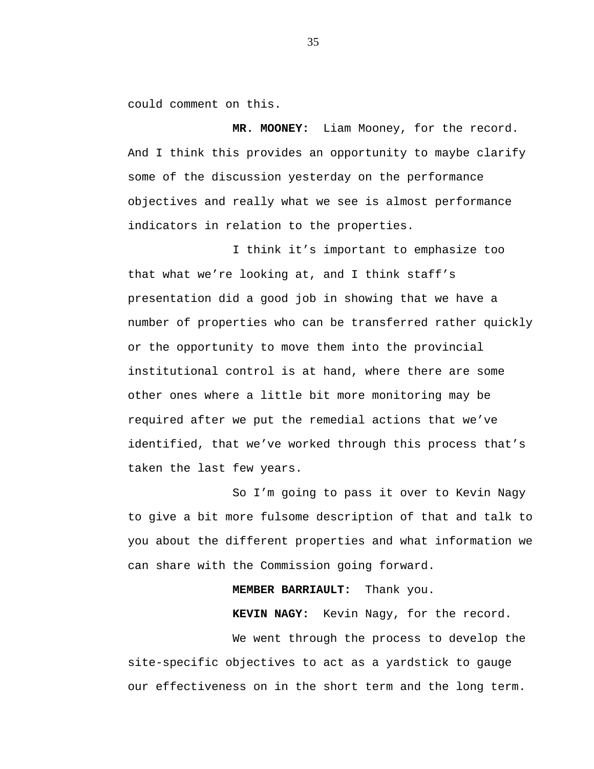could comment on this.

**MR. MOONEY:** Liam Mooney, for the record. And I think this provides an opportunity to maybe clarify some of the discussion yesterday on the performance objectives and really what we see is almost performance indicators in relation to the properties.

I think it's important to emphasize too that what we're looking at, and I think staff's presentation did a good job in showing that we have a number of properties who can be transferred rather quickly or the opportunity to move them into the provincial institutional control is at hand, where there are some other ones where a little bit more monitoring may be required after we put the remedial actions that we've identified, that we've worked through this process that's taken the last few years.

So I'm going to pass it over to Kevin Nagy to give a bit more fulsome description of that and talk to you about the different properties and what information we can share with the Commission going forward.

**MEMBER BARRIAULT:** Thank you.

**KEVIN NAGY:** Kevin Nagy, for the record.

We went through the process to develop the site-specific objectives to act as a yardstick to gauge our effectiveness on in the short term and the long term.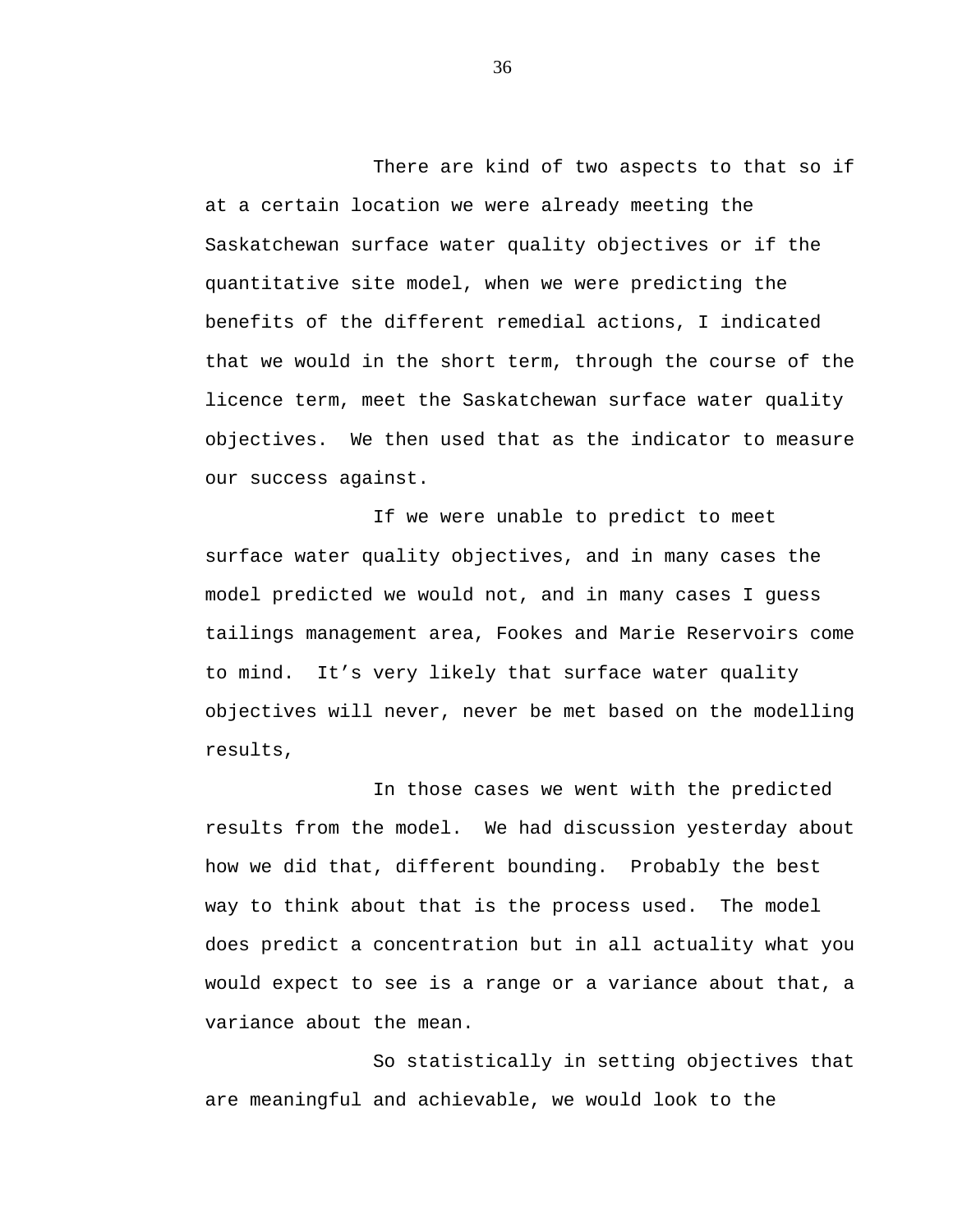There are kind of two aspects to that so if at a certain location we were already meeting the Saskatchewan surface water quality objectives or if the quantitative site model, when we were predicting the benefits of the different remedial actions, I indicated that we would in the short term, through the course of the licence term, meet the Saskatchewan surface water quality objectives. We then used that as the indicator to measure our success against.

If we were unable to predict to meet surface water quality objectives, and in many cases the model predicted we would not, and in many cases I guess tailings management area, Fookes and Marie Reservoirs come to mind. It's very likely that surface water quality objectives will never, never be met based on the modelling results,

In those cases we went with the predicted results from the model. We had discussion yesterday about how we did that, different bounding. Probably the best way to think about that is the process used. The model does predict a concentration but in all actuality what you would expect to see is a range or a variance about that, a variance about the mean.

So statistically in setting objectives that are meaningful and achievable, we would look to the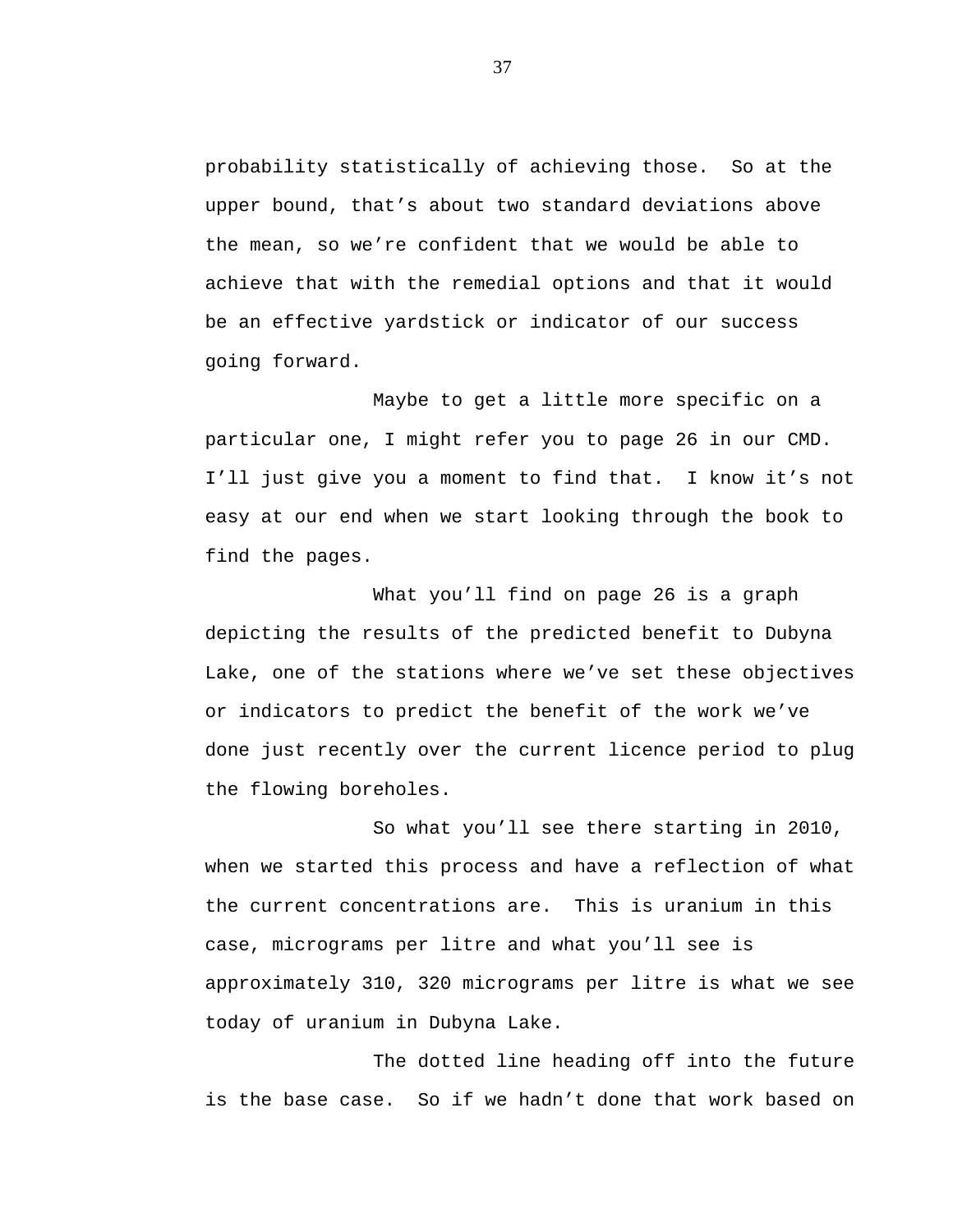probability statistically of achieving those. So at the upper bound, that's about two standard deviations above the mean, so we're confident that we would be able to achieve that with the remedial options and that it would be an effective yardstick or indicator of our success going forward.

Maybe to get a little more specific on a particular one, I might refer you to page 26 in our CMD. I'll just give you a moment to find that. I know it's not easy at our end when we start looking through the book to find the pages.

What you'll find on page 26 is a graph depicting the results of the predicted benefit to Dubyna Lake, one of the stations where we've set these objectives or indicators to predict the benefit of the work we've done just recently over the current licence period to plug the flowing boreholes.

So what you'll see there starting in 2010, when we started this process and have a reflection of what the current concentrations are. This is uranium in this case, micrograms per litre and what you'll see is approximately 310, 320 micrograms per litre is what we see today of uranium in Dubyna Lake.

The dotted line heading off into the future is the base case. So if we hadn't done that work based on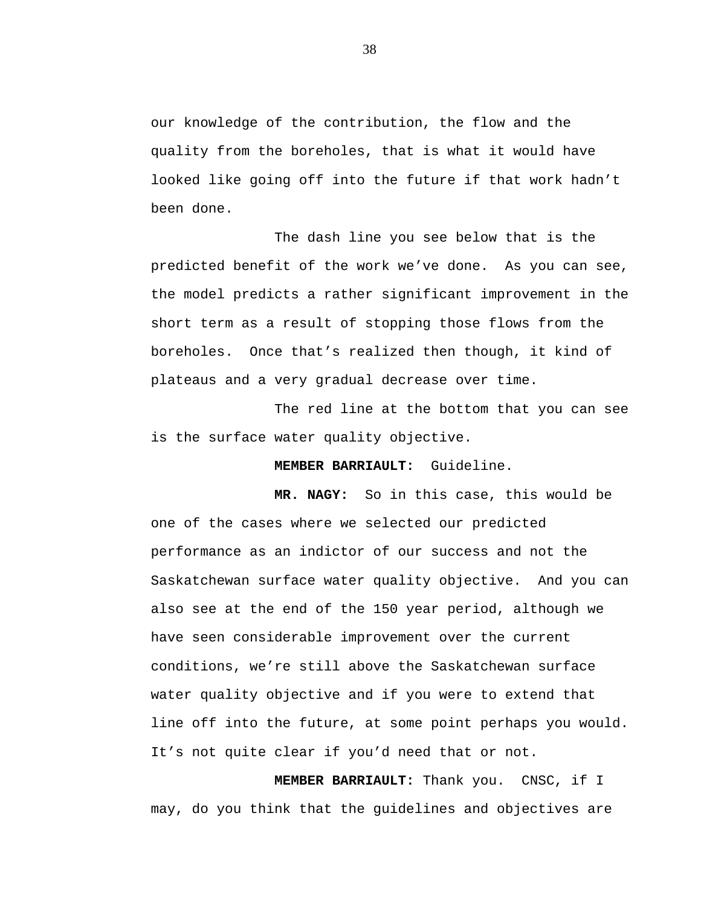our knowledge of the contribution, the flow and the quality from the boreholes, that is what it would have looked like going off into the future if that work hadn't been done.

The dash line you see below that is the predicted benefit of the work we've done. As you can see, the model predicts a rather significant improvement in the short term as a result of stopping those flows from the boreholes. Once that's realized then though, it kind of plateaus and a very gradual decrease over time.

The red line at the bottom that you can see is the surface water quality objective.

**MEMBER BARRIAULT:** Guideline.

**MR. NAGY:** So in this case, this would be one of the cases where we selected our predicted performance as an indictor of our success and not the Saskatchewan surface water quality objective. And you can also see at the end of the 150 year period, although we have seen considerable improvement over the current conditions, we're still above the Saskatchewan surface water quality objective and if you were to extend that line off into the future, at some point perhaps you would. It's not quite clear if you'd need that or not.

**MEMBER BARRIAULT:** Thank you. CNSC, if I may, do you think that the guidelines and objectives are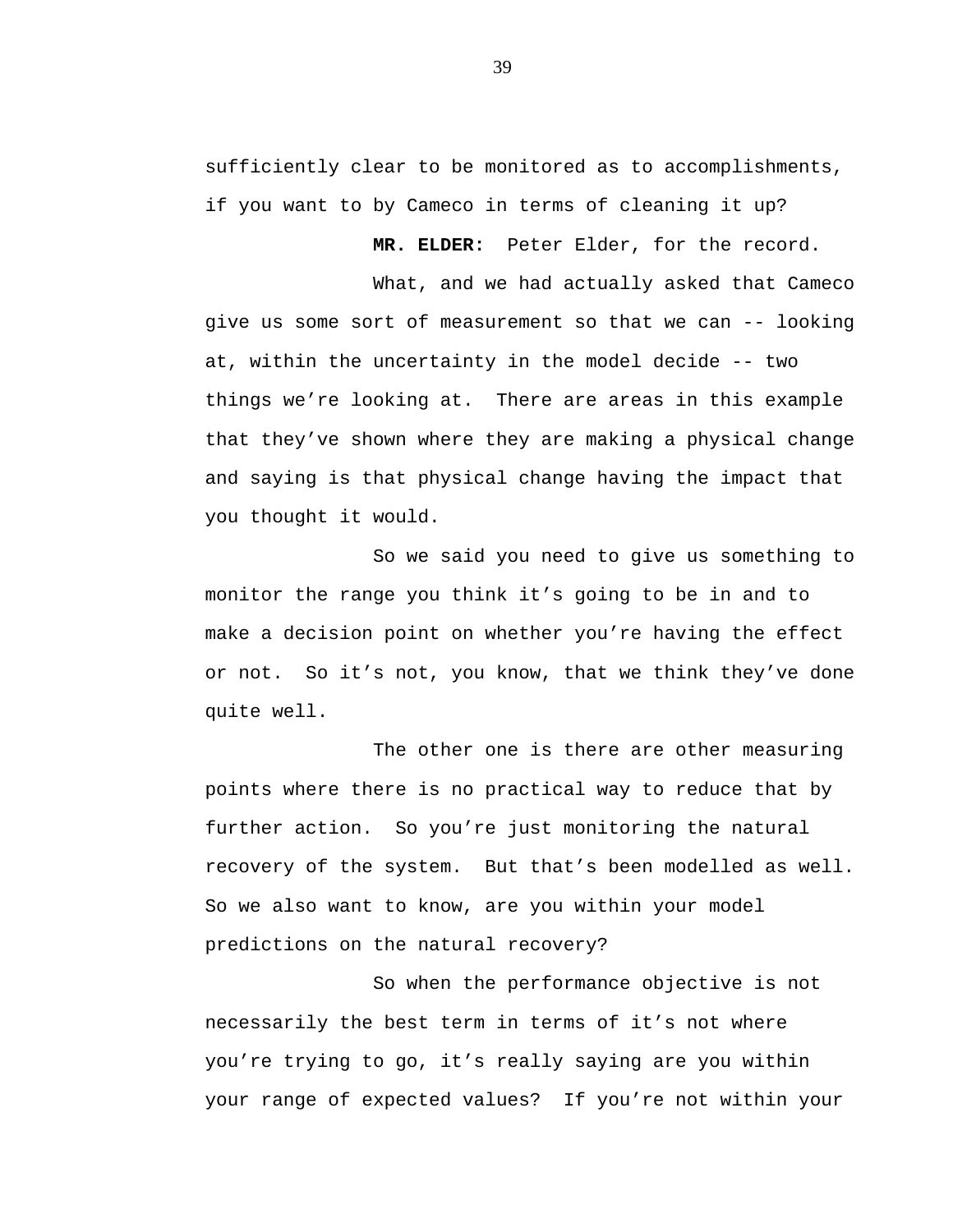sufficiently clear to be monitored as to accomplishments, if you want to by Cameco in terms of cleaning it up?

**MR. ELDER:** Peter Elder, for the record.

What, and we had actually asked that Cameco give us some sort of measurement so that we can -- looking at, within the uncertainty in the model decide -- two things we're looking at. There are areas in this example that they've shown where they are making a physical change and saying is that physical change having the impact that you thought it would.

So we said you need to give us something to monitor the range you think it's going to be in and to make a decision point on whether you're having the effect or not. So it's not, you know, that we think they've done quite well.

The other one is there are other measuring points where there is no practical way to reduce that by further action. So you're just monitoring the natural recovery of the system. But that's been modelled as well. So we also want to know, are you within your model predictions on the natural recovery?

So when the performance objective is not necessarily the best term in terms of it's not where you're trying to go, it's really saying are you within your range of expected values? If you're not within your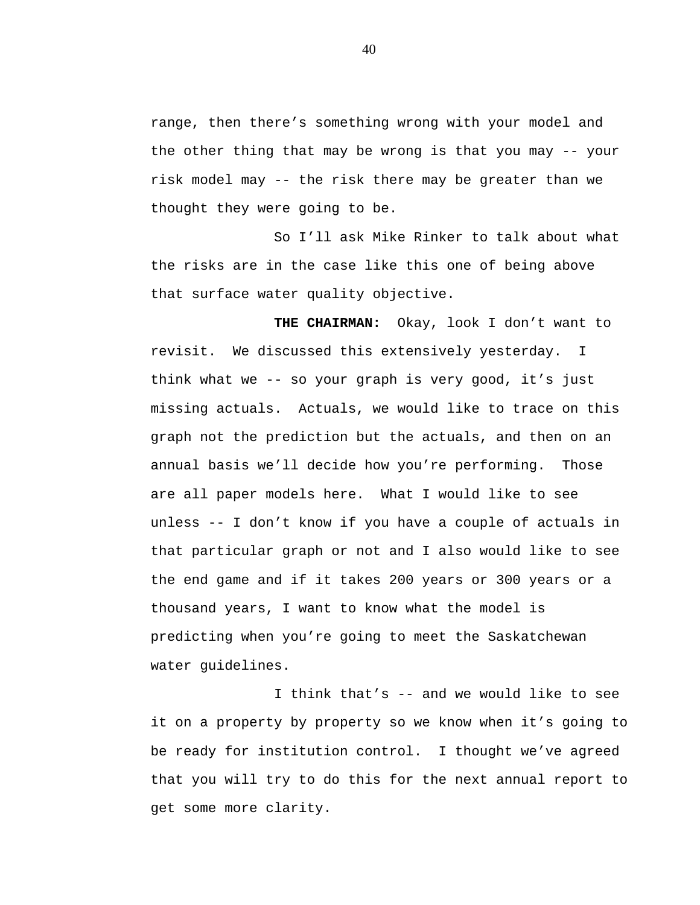range, then there's something wrong with your model and the other thing that may be wrong is that you may -- your risk model may -- the risk there may be greater than we thought they were going to be.

So I'll ask Mike Rinker to talk about what the risks are in the case like this one of being above that surface water quality objective.

**THE CHAIRMAN:** Okay, look I don't want to revisit. We discussed this extensively yesterday. I think what we -- so your graph is very good, it's just missing actuals. Actuals, we would like to trace on this graph not the prediction but the actuals, and then on an annual basis we'll decide how you're performing. Those are all paper models here. What I would like to see unless -- I don't know if you have a couple of actuals in that particular graph or not and I also would like to see the end game and if it takes 200 years or 300 years or a thousand years, I want to know what the model is predicting when you're going to meet the Saskatchewan water guidelines.

I think that's -- and we would like to see it on a property by property so we know when it's going to be ready for institution control. I thought we've agreed that you will try to do this for the next annual report to get some more clarity.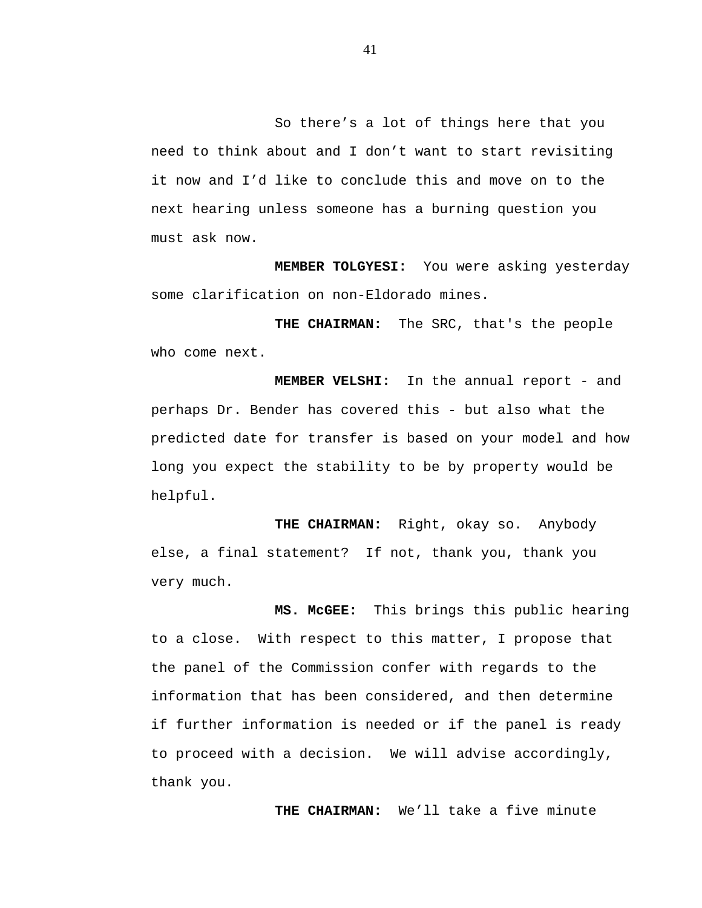So there’s a lot of things here that you need to think about and I don’t want to start revisiting it now and I’d like to conclude this and move on to the next hearing unless someone has a burning question you must ask now.

**MEMBER TOLGYESI:** You were asking yesterday some clarification on non-Eldorado mines.

**THE CHAIRMAN:** The SRC, that's the people who come next.

**MEMBER VELSHI:** In the annual report - and perhaps Dr. Bender has covered this - but also what the predicted date for transfer is based on your model and how long you expect the stability to be by property would be helpful.

**THE CHAIRMAN:** Right, okay so. Anybody else, a final statement? If not, thank you, thank you very much.

**MS. McGEE:** This brings this public hearing to a close. With respect to this matter, I propose that the panel of the Commission confer with regards to the information that has been considered, and then determine if further information is needed or if the panel is ready to proceed with a decision. We will advise accordingly, thank you.

**THE CHAIRMAN:** We’ll take a five minute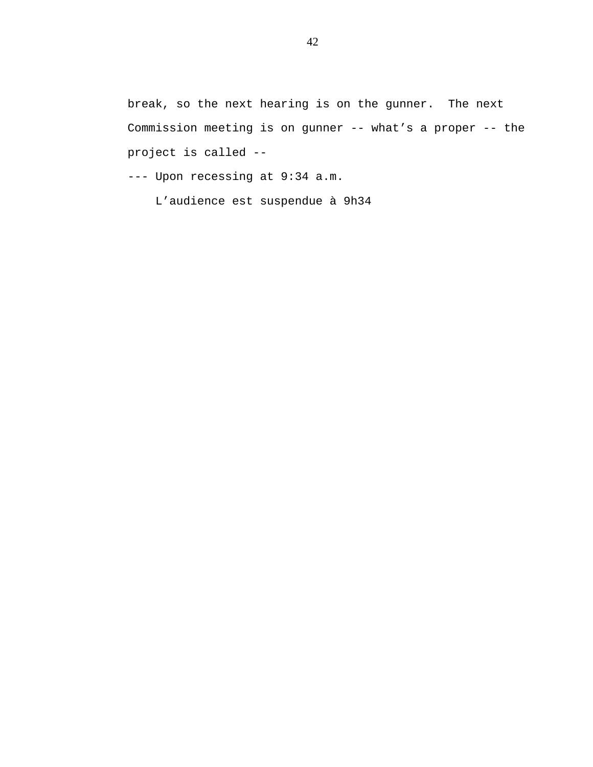break, so the next hearing is on the gunner. The next Commission meeting is on gunner -- what's a proper -- the project is called --

--- Upon recessing at 9:34 a.m.

L'audience est suspendue à 9h34